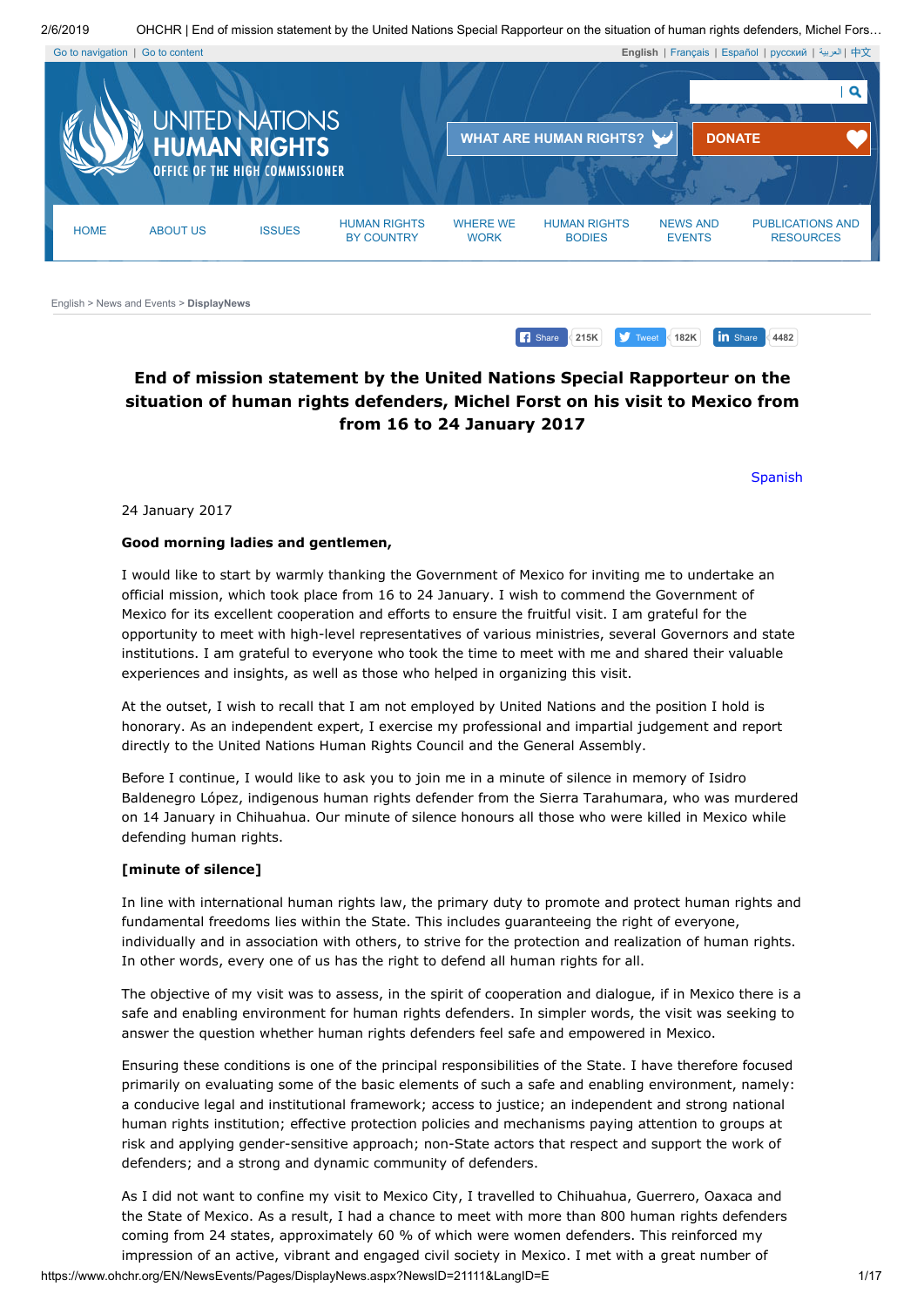# End of mission statement by the United Nations Special Rapporteur on the situation of human rights defenders, Michel Forst on his visit to Mexico from from 16 to 24 January 2017

Spanish

24 January 2017

**Good morning ladies and gentlemen,**

I would like to start by warmly thanking the Government of Mexico for inviting me to undertake an official mission, which took place from 16 to 24 January. I wish to commend the Government of Mexico for its excellent cooperation and efforts to ensure the fruitful visit. I am grateful for the opportunity to meet with high-level representatives of various ministries, several Governors and state institutions. I am grateful to everyone who took the time to meet with me and shared their valuable experiences and insights, as well as those who helped in organizing this visit.

At the outset, I wish to recall that I am not employed by United Nations and the position I hold is honorary. As an independent expert, I exercise my professional and impartial judgement and report directly to the United Nations Human Rights Council and the General Assembly.

Before I continue, I would like to ask you to join me in a minute of silence in memory of Isidro Baldenegro López, indigenous human rights defender from the Sierra Tarahumara, who was murdered on 14 January in Chihuahua. Our minute of silence honours all those who were killed in Mexico while defending human rights.

**[minute of silence]**

In line with international human rights law, the primary duty to promote and protect human rights and fundamental freedoms lies within the State. This includes guaranteeing the right of everyone, individually and in association with others, to strive for the protection and realization of human rights. In other words, every one of us has the right to defend all human rights for all.

The objective of my visit was to assess, in the spirit of cooperation and dialogue, if in Mexico there is a safe and enabling environment for human rights defenders. In simpler words, the visit was seeking to answer the question whether human rights defenders feel safe and empowered in Mexico.

Ensuring these conditions is one of the principal responsibilities of the State. I have therefore focused primarily on evaluating some of the basic elements of such a safe and enabling environment, namely: a conducive legal and institutional framework; access to justice; an independent and strong national human rights institution; effective protection policies and mechanisms paying attention to groups at risk and applying gender-sensitive approach; non-State actors that respect and support the work of defenders; and a strong and dynamic community of defenders.

As I did not want to confine my visit to Mexico City, I travelled to Chihuahua, Guerrero, Oaxaca and the State of Mexico. As a result, I had a chance to meet with more than 800 human rights defenders coming from 24 states, approximately 60 % of which were women defenders. This reinforced my impression of an active, vibrant and engaged civil society in Mexico. I met with a great number of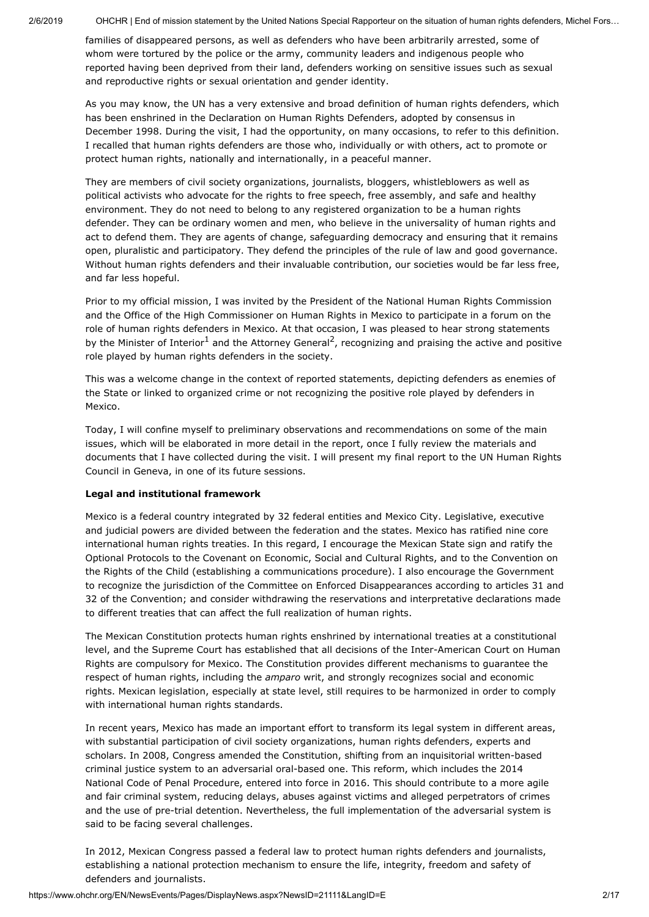families of disappeared persons, as well as defenders who have been arbitrarily arrested, some of whom were tortured by the police or the army, community leaders and indigenous people who reported having been deprived from their land, defenders working on sensitive issues such as sexual and reproductive rights or sexual orientation and gender identity.

As you may know, the UN has a very extensive and broad definition of human rights defenders, which has been enshrined in the Declaration on Human Rights Defenders, adopted by consensus in December 1998. During the visit, I had the opportunity, on many occasions, to refer to this definition. I recalled that human rights defenders are those who, individually or with others, act to promote or protect human rights, nationally and internationally, in a peaceful manner.

They are members of civil society organizations, journalists, bloggers, whistleblowers as well as political activists who advocate for the rights to free speech, free assembly, and safe and healthy environment. They do not need to belong to any registered organization to be a human rights defender. They can be ordinary women and men, who believe in the universality of human rights and act to defend them. They are agents of change, safeguarding democracy and ensuring that it remains open, pluralistic and participatory. They defend the principles of the rule of law and good governance. Without human rights defenders and their invaluable contribution, our societies would be far less free, and far less hopeful.

Prior to my official mission, I was invited by the President of the National Human Rights Commission and the Office of the High Commissioner on Human Rights in Mexico to participate in a forum on the role of human rights defenders in Mexico. At that occasion, I was pleased to hear strong statements by the Minister of Interior[1] and the Attorney General[2], recognizing and praising the active and positive role played by human rights defenders in the society.

This was a welcome change in the context of reported statements, depicting defenders as enemies of the State or linked to organized crime or not recognizing the positive role played by defenders in Mexico.

Today, I will confine myself to preliminary observations and recommendations on some of the main issues, which will be elaborated in more detail in the report, once I fully review the materials and documents that I have collected during the visit. I will present my final report to the UN Human Rights Council in Geneva, in one of its future sessions.

**Legal and institutional framework**

Mexico is a federal country integrated by 32 federal entities and Mexico City. Legislative, executive and judicial powers are divided between the federation and the states. Mexico has ratified nine core international human rights treaties. In this regard, I encourage the Mexican State sign and ratify the Optional Protocols to the Covenant on Economic, Social and Cultural Rights, and to the Convention on the Rights of the Child (establishing a communications procedure). I also encourage the Government to recognize the jurisdiction of the Committee on Enforced Disappearances according to articles 31 and 32 of the Convention; and consider withdrawing the reservations and interpretative declarations made to different treaties that can affect the full realization of human rights.

The Mexican Constitution protects human rights enshrined by international treaties at a constitutional level, and the Supreme Court has established that all decisions of the Inter-American Court on Human Rights are compulsory for Mexico. The Constitution provides different mechanisms to guarantee the respect of human rights, including the *amparo* writ, and strongly recognizes social and economic rights. Mexican legislation, especially at state level, still requires to be harmonized in order to comply with international human rights standards.

In recent years, Mexico has made an important effort to transform its legal system in different areas, with substantial participation of civil society organizations, human rights defenders, experts and scholars. In 2008, Congress amended the Constitution, shifting from an inquisitorial written-based criminal justice system to an adversarial oral-based one. This reform, which includes the 2014 National Code of Penal Procedure, entered into force in 2016. This should contribute to a more agile and fair criminal system, reducing delays, abuses against victims and alleged perpetrators of crimes and the use of pre-trial detention. Nevertheless, the full implementation of the adversarial system is said to be facing several challenges.

In 2012, Mexican Congress passed a federal law to protect human rights defenders and journalists, establishing a national protection mechanism to ensure the life, integrity, freedom and safety of defenders and journalists.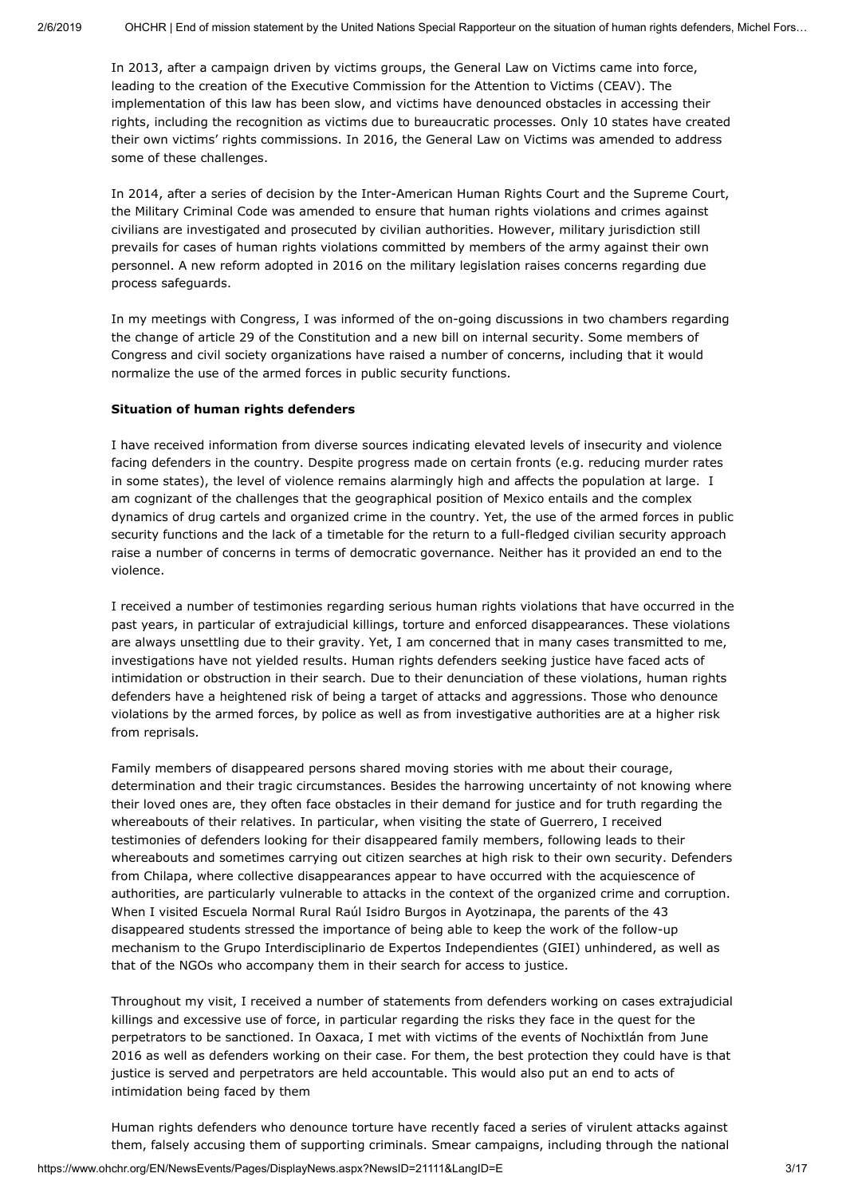In 2013, after a campaign driven by victims groups, the General Law on Victims came into force, leading to the creation of the Executive Commission for the Attention to Victims (CEAV). The implementation of this law has been slow, and victims have denounced obstacles in accessing their rights, including the recognition as victims due to bureaucratic processes. Only 10 states have created their own victims' rights commissions. In 2016, the General Law on Victims was amended to address some of these challenges.

In 2014, after a series of decision by the Inter-American Human Rights Court and the Supreme Court, the Military Criminal Code was amended to ensure that human rights violations and crimes against civilians are investigated and prosecuted by civilian authorities. However, military jurisdiction still prevails for cases of human rights violations committed by members of the army against their own personnel. A new reform adopted in 2016 on the military legislation raises concerns regarding due process safeguards.

In my meetings with Congress, I was informed of the on-going discussions in two chambers regarding the change of article 29 of the Constitution and a new bill on internal security. Some members of Congress and civil society organizations have raised a number of concerns, including that it would normalize the use of the armed forces in public security functions.

**Situation of human rights defenders**

I have received information from diverse sources indicating elevated levels of insecurity and violence facing defenders in the country. Despite progress made on certain fronts (e.g. reducing murder rates in some states), the level of violence remains alarmingly high and affects the population at large. I am cognizant of the challenges that the geographical position of Mexico entails and the complex dynamics of drug cartels and organized crime in the country. Yet, the use of the armed forces in public security functions and the lack of a timetable for the return to a full-fledged civilian security approach raise a number of concerns in terms of democratic governance. Neither has it provided an end to the violence.

I received a number of testimonies regarding serious human rights violations that have occurred in the past years, in particular of extrajudicial killings, torture and enforced disappearances. These violations are always unsettling due to their gravity. Yet, I am concerned that in many cases transmitted to me, investigations have not yielded results. Human rights defenders seeking justice have faced acts of intimidation or obstruction in their search. Due to their denunciation of these violations, human rights defenders have a heightened risk of being a target of attacks and aggressions. Those who denounce violations by the armed forces, by police as well as from investigative authorities are at a higher risk from reprisals.

Family members of disappeared persons shared moving stories with me about their courage, determination and their tragic circumstances. Besides the harrowing uncertainty of not knowing where their loved ones are, they often face obstacles in their demand for justice and for truth regarding the whereabouts of their relatives. In particular, when visiting the state of Guerrero, I received testimonies of defenders looking for their disappeared family members, following leads to their whereabouts and sometimes carrying out citizen searches at high risk to their own security. Defenders from Chilapa, where collective disappearances appear to have occurred with the acquiescence of authorities, are particularly vulnerable to attacks in the context of the organized crime and corruption. When I visited Escuela Normal Rural Raúl Isidro Burgos in Ayotzinapa, the parents of the 43 disappeared students stressed the importance of being able to keep the work of the follow-up mechanism to the Grupo Interdisciplinario de Expertos Independientes (GIEI) unhindered, as well as that of the NGOs who accompany them in their search for access to justice.

Throughout my visit, I received a number of statements from defenders working on cases extrajudicial killings and excessive use of force, in particular regarding the risks they face in the quest for the perpetrators to be sanctioned. In Oaxaca, I met with victims of the events of Nochixtlán from June 2016 as well as defenders working on their case. For them, the best protection they could have is that justice is served and perpetrators are held accountable. This would also put an end to acts of intimidation being faced by them

Human rights defenders who denounce torture have recently faced a series of virulent attacks against them, falsely accusing them of supporting criminals. Smear campaigns, including through the national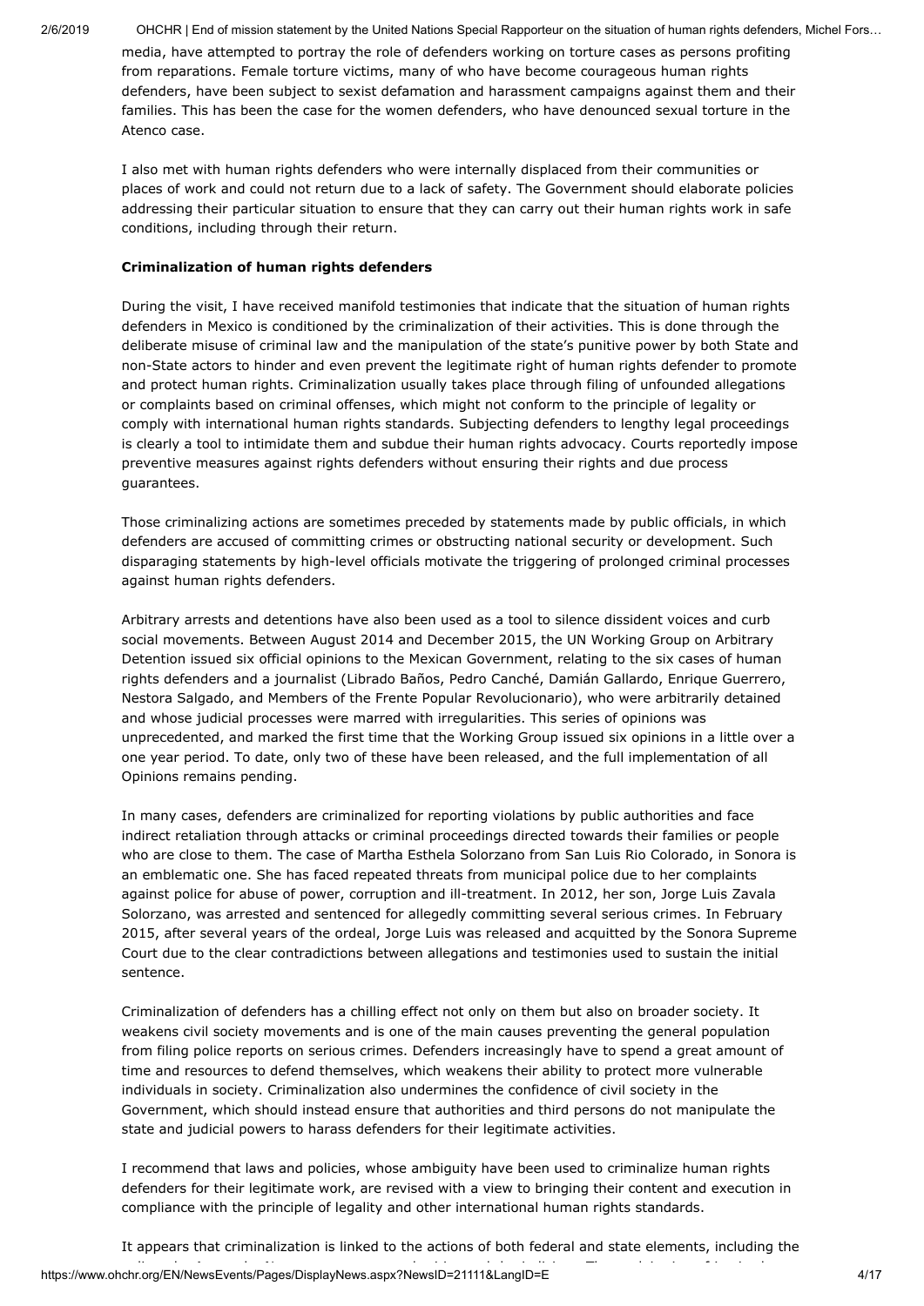media, have attempted to portray the role of defenders working on torture cases as persons profiting from reparations. Female torture victims, many of who have become courageous human rights defenders, have been subject to sexist defamation and harassment campaigns against them and their families. This has been the case for the women defenders, who have denounced sexual torture in the Atenco case.

I also met with human rights defenders who were internally displaced from their communities or places of work and could not return due to a lack of safety. The Government should elaborate policies addressing their particular situation to ensure that they can carry out their human rights work in safe conditions, including through their return.

**Criminalization of human rights defenders**

During the visit, I have received manifold testimonies that indicate that the situation of human rights defenders in Mexico is conditioned by the criminalization of their activities. This is done through the deliberate misuse of criminal law and the manipulation of the state's punitive power by both State and non-State actors to hinder and even prevent the legitimate right of human rights defender to promote and protect human rights. Criminalization usually takes place through filing of unfounded allegations or complaints based on criminal offenses, which might not conform to the principle of legality or comply with international human rights standards. Subjecting defenders to lengthy legal proceedings is clearly a tool to intimidate them and subdue their human rights advocacy. Courts reportedly impose preventive measures against rights defenders without ensuring their rights and due process guarantees.

Those criminalizing actions are sometimes preceded by statements made by public officials, in which defenders are accused of committing crimes or obstructing national security or development. Such disparaging statements by high-level officials motivate the triggering of prolonged criminal processes against human rights defenders.

Arbitrary arrests and detentions have also been used as a tool to silence dissident voices and curb social movements. Between August 2014 and December 2015, the UN Working Group on Arbitrary Detention issued six official opinions to the Mexican Government, relating to the six cases of human rights defenders and a journalist (Librado Baños, Pedro Canché, Damián Gallardo, Enrique Guerrero, Nestora Salgado, and Members of the Frente Popular Revolucionario), who were arbitrarily detained and whose judicial processes were marred with irregularities. This series of opinions was unprecedented, and marked the first time that the Working Group issued six opinions in a little over a one year period. To date, only two of these have been released, and the full implementation of all Opinions remains pending.

In many cases, defenders are criminalized for reporting violations by public authorities and face indirect retaliation through attacks or criminal proceedings directed towards their families or people who are close to them. The case of Martha Esthela Solorzano from San Luis Rio Colorado, in Sonora is an emblematic one. She has faced repeated threats from municipal police due to her complaints against police for abuse of power, corruption and ill-treatment. In 2012, her son, Jorge Luis Zavala Solorzano, was arrested and sentenced for allegedly committing several serious crimes. In February 2015, after several years of the ordeal, Jorge Luis was released and acquitted by the Sonora Supreme Court due to the clear contradictions between allegations and testimonies used to sustain the initial sentence.

Criminalization of defenders has a chilling effect not only on them but also on broader society. It weakens civil society movements and is one of the main causes preventing the general population from filing police reports on serious crimes. Defenders increasingly have to spend a great amount of time and resources to defend themselves, which weakens their ability to protect more vulnerable individuals in society. Criminalization also undermines the confidence of civil society in the Government, which should instead ensure that authorities and third persons do not manipulate the state and judicial powers to harass defenders for their legitimate activities.

I recommend that laws and policies, whose ambiguity have been used to criminalize human rights defenders for their legitimate work, are revised with a view to bringing their content and execution in compliance with the principle of legality and other international human rights standards.

It appears that criminalization is linked to the actions of both federal and state elements, including the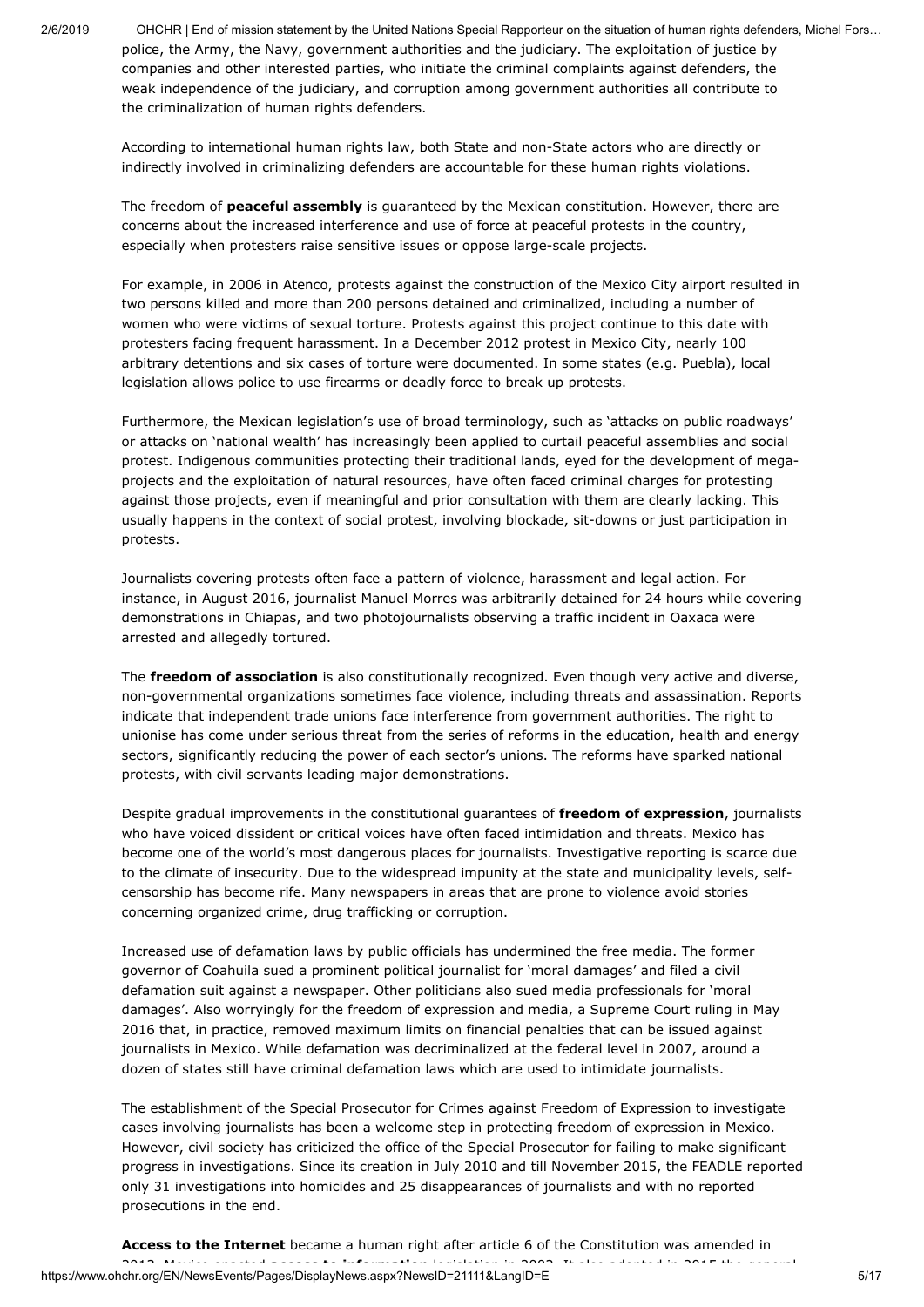police, the Army, the Navy, government authorities and the judiciary. The exploitation of justice by companies and other interested parties, who initiate the criminal complaints against defenders, the weak independence of the judiciary, and corruption among government authorities all contribute to the criminalization of human rights defenders.

According to international human rights law, both State and non-State actors who are directly or indirectly involved in criminalizing defenders are accountable for these human rights violations.

The freedom of **peaceful assembly** is guaranteed by the Mexican constitution. However, there are concerns about the increased interference and use of force at peaceful protests in the country, especially when protesters raise sensitive issues or oppose large-scale projects.

For example, in 2006 in Atenco, protests against the construction of the Mexico City airport resulted in two persons killed and more than 200 persons detained and criminalized, including a number of women who were victims of sexual torture. Protests against this project continue to this date with protesters facing frequent harassment. In a December 2012 protest in Mexico City, nearly 100 arbitrary detentions and six cases of torture were documented. In some states (e.g. Puebla), local legislation allows police to use firearms or deadly force to break up protests.

Furthermore, the Mexican legislation's use of broad terminology, such as 'attacks on public roadways' or attacks on 'national wealth' has increasingly been applied to curtail peaceful assemblies and social protest. Indigenous communities protecting their traditional lands, eyed for the development of mega-projects and the exploitation of natural resources, have often faced criminal charges for protesting against those projects, even if meaningful and prior consultation with them are clearly lacking. This usually happens in the context of social protest, involving blockade, sit-downs or just participation in protests.

Journalists covering protests often face a pattern of violence, harassment and legal action. For instance, in August 2016, journalist Manuel Morres was arbitrarily detained for 24 hours while covering demonstrations in Chiapas, and two photojournalists observing a traffic incident in Oaxaca were arrested and allegedly tortured.

The **freedom of association** is also constitutionally recognized. Even though very active and diverse, non-governmental organizations sometimes face violence, including threats and assassination. Reports indicate that independent trade unions face interference from government authorities. The right to unionise has come under serious threat from the series of reforms in the education, health and energy sectors, significantly reducing the power of each sector's unions. The reforms have sparked national protests, with civil servants leading major demonstrations.

Despite gradual improvements in the constitutional guarantees of **freedom of expression**, journalists who have voiced dissident or critical voices have often faced intimidation and threats. Mexico has become one of the world's most dangerous places for journalists. Investigative reporting is scarce due to the climate of insecurity. Due to the widespread impunity at the state and municipality levels, self-censorship has become rife. Many newspapers in areas that are prone to violence avoid stories concerning organized crime, drug trafficking or corruption.

Increased use of defamation laws by public officials has undermined the free media. The former governor of Coahuila sued a prominent political journalist for 'moral damages' and filed a civil defamation suit against a newspaper. Other politicians also sued media professionals for 'moral damages'. Also worryingly for the freedom of expression and media, a Supreme Court ruling in May 2016 that, in practice, removed maximum limits on financial penalties that can be issued against journalists in Mexico. While defamation was decriminalized at the federal level in 2007, around a dozen of states still have criminal defamation laws which are used to intimidate journalists.

The establishment of the Special Prosecutor for Crimes against Freedom of Expression to investigate cases involving journalists has been a welcome step in protecting freedom of expression in Mexico. However, civil society has criticized the office of the Special Prosecutor for failing to make significant progress in investigations. Since its creation in July 2010 and till November 2015, the FEADLE reported only 31 investigations into homicides and 25 disappearances of journalists and with no reported prosecutions in the end.

**Access to the Internet** became a human right after article 6 of the Constitution was amended in 2013. Mexico enacted **access to information** legislation in 2002. It also adopted in 2015 the general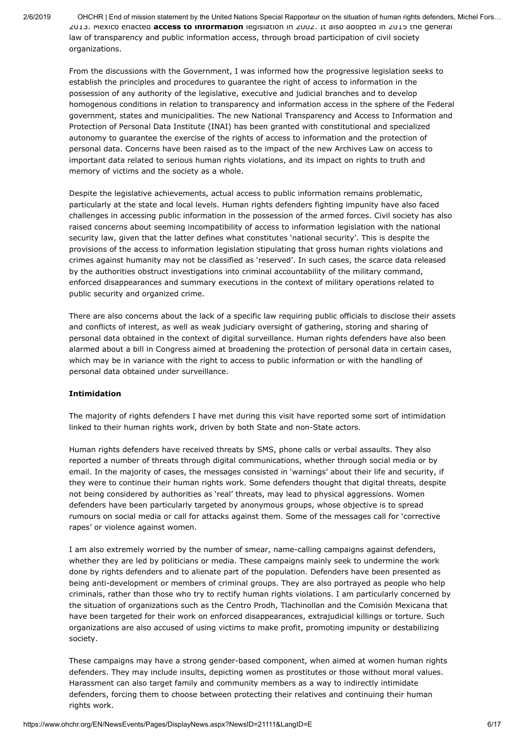2013. Mexico enacted **access to information** legislation in 2002. It also adopted in 2015 the general law of transparency and public information access, through broad participation of civil society organizations.

From the discussions with the Government, I was informed how the progressive legislation seeks to establish the principles and procedures to guarantee the right of access to information in the possession of any authority of the legislative, executive and judicial branches and to develop homogenous conditions in relation to transparency and information access in the sphere of the Federal government, states and municipalities. The new National Transparency and Access to Information and Protection of Personal Data Institute (INAI) has been granted with constitutional and specialized autonomy to guarantee the exercise of the rights of access to information and the protection of personal data. Concerns have been raised as to the impact of the new Archives Law on access to important data related to serious human rights violations, and its impact on rights to truth and memory of victims and the society as a whole.

Despite the legislative achievements, actual access to public information remains problematic, particularly at the state and local levels. Human rights defenders fighting impunity have also faced challenges in accessing public information in the possession of the armed forces. Civil society has also raised concerns about seeming incompatibility of access to information legislation with the national security law, given that the latter defines what constitutes 'national security'. This is despite the provisions of the access to information legislation stipulating that gross human rights violations and crimes against humanity may not be classified as 'reserved'. In such cases, the scarce data released by the authorities obstruct investigations into criminal accountability of the military command, enforced disappearances and summary executions in the context of military operations related to public security and organized crime.

There are also concerns about the lack of a specific law requiring public officials to disclose their assets and conflicts of interest, as well as weak judiciary oversight of gathering, storing and sharing of personal data obtained in the context of digital surveillance. Human rights defenders have also been alarmed about a bill in Congress aimed at broadening the protection of personal data in certain cases, which may be in variance with the right to access to public information or with the handling of personal data obtained under surveillance.

**Intimidation**

The majority of rights defenders I have met during this visit have reported some sort of intimidation linked to their human rights work, driven by both State and non-State actors.

Human rights defenders have received threats by SMS, phone calls or verbal assaults. They also reported a number of threats through digital communications, whether through social media or by email. In the majority of cases, the messages consisted in 'warnings' about their life and security, if they were to continue their human rights work. Some defenders thought that digital threats, despite not being considered by authorities as 'real' threats, may lead to physical aggressions. Women defenders have been particularly targeted by anonymous groups, whose objective is to spread rumours on social media or call for attacks against them. Some of the messages call for 'corrective rapes' or violence against women.

I am also extremely worried by the number of smear, name-calling campaigns against defenders, whether they are led by politicians or media. These campaigns mainly seek to undermine the work done by rights defenders and to alienate part of the population. Defenders have been presented as being anti-development or members of criminal groups. They are also portrayed as people who help criminals, rather than those who try to rectify human rights violations. I am particularly concerned by the situation of organizations such as the Centro Prodh, Tlachinollan and the Comisión Mexicana that have been targeted for their work on enforced disappearances, extrajudicial killings or torture. Such organizations are also accused of using victims to make profit, promoting impunity or destabilizing society.

These campaigns may have a strong gender-based component, when aimed at women human rights defenders. They may include insults, depicting women as prostitutes or those without moral values. Harassment can also target family and community members as a way to indirectly intimidate defenders, forcing them to choose between protecting their relatives and continuing their human rights work.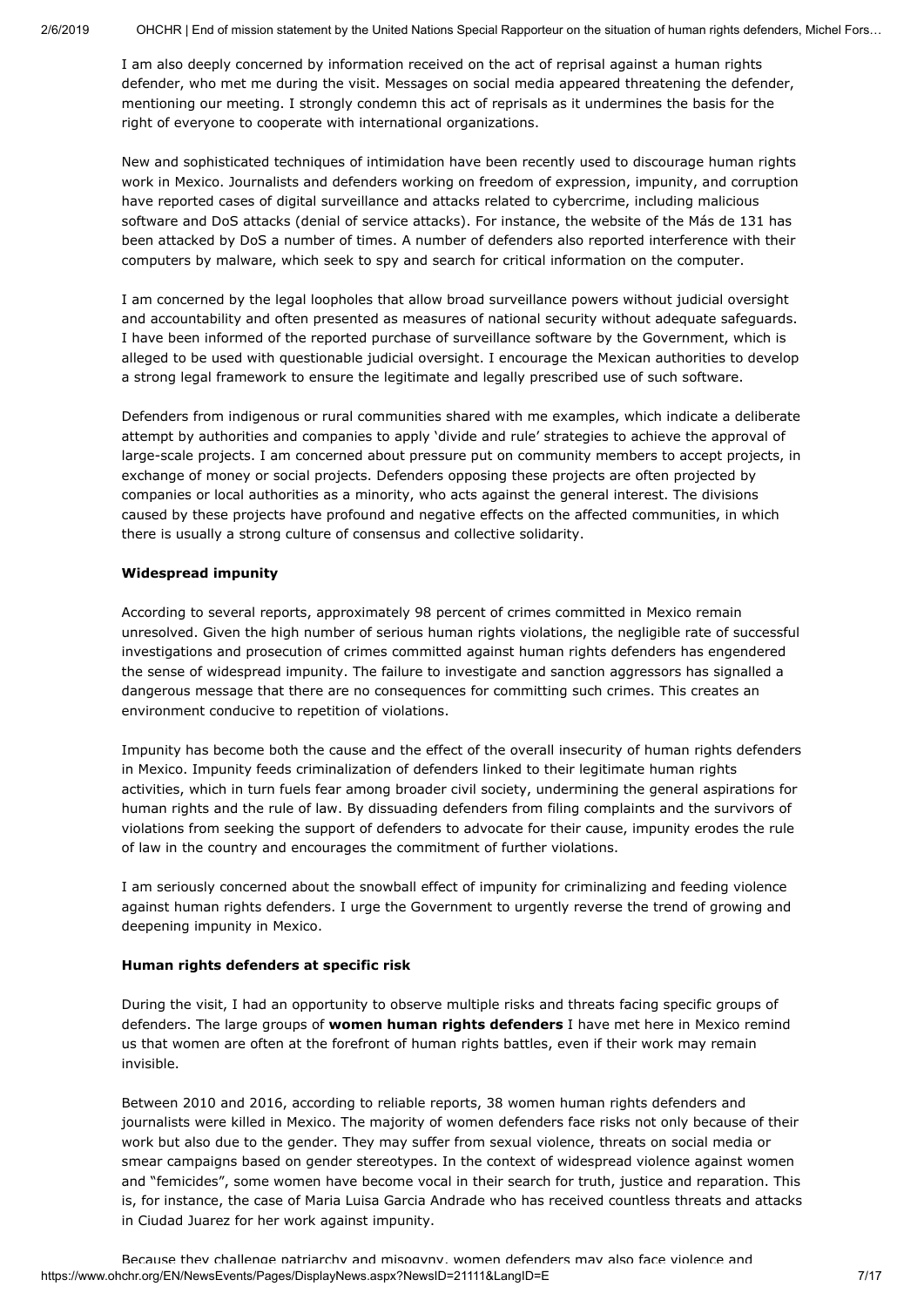I am also deeply concerned by information received on the act of reprisal against a human rights defender, who met me during the visit. Messages on social media appeared threatening the defender, mentioning our meeting. I strongly condemn this act of reprisals as it undermines the basis for the right of everyone to cooperate with international organizations.

New and sophisticated techniques of intimidation have been recently used to discourage human rights work in Mexico. Journalists and defenders working on freedom of expression, impunity, and corruption have reported cases of digital surveillance and attacks related to cybercrime, including malicious software and DoS attacks (denial of service attacks). For instance, the website of the Más de 131 has been attacked by DoS a number of times. A number of defenders also reported interference with their computers by malware, which seek to spy and search for critical information on the computer.

I am concerned by the legal loopholes that allow broad surveillance powers without judicial oversight and accountability and often presented as measures of national security without adequate safeguards. I have been informed of the reported purchase of surveillance software by the Government, which is alleged to be used with questionable judicial oversight. I encourage the Mexican authorities to develop a strong legal framework to ensure the legitimate and legally prescribed use of such software.

Defenders from indigenous or rural communities shared with me examples, which indicate a deliberate attempt by authorities and companies to apply 'divide and rule' strategies to achieve the approval of large-scale projects. I am concerned about pressure put on community members to accept projects, in exchange of money or social projects. Defenders opposing these projects are often projected by companies or local authorities as a minority, who acts against the general interest. The divisions caused by these projects have profound and negative effects on the affected communities, in which there is usually a strong culture of consensus and collective solidarity.

**Widespread impunity**

According to several reports, approximately 98 percent of crimes committed in Mexico remain unresolved. Given the high number of serious human rights violations, the negligible rate of successful investigations and prosecution of crimes committed against human rights defenders has engendered the sense of widespread impunity. The failure to investigate and sanction aggressors has signalled a dangerous message that there are no consequences for committing such crimes. This creates an environment conducive to repetition of violations.

Impunity has become both the cause and the effect of the overall insecurity of human rights defenders in Mexico. Impunity feeds criminalization of defenders linked to their legitimate human rights activities, which in turn fuels fear among broader civil society, undermining the general aspirations for human rights and the rule of law. By dissuading defenders from filing complaints and the survivors of violations from seeking the support of defenders to advocate for their cause, impunity erodes the rule of law in the country and encourages the commitment of further violations.

I am seriously concerned about the snowball effect of impunity for criminalizing and feeding violence against human rights defenders. I urge the Government to urgently reverse the trend of growing and deepening impunity in Mexico.

**Human rights defenders at specific risk**

During the visit, I had an opportunity to observe multiple risks and threats facing specific groups of defenders. The large groups of **women human rights defenders** I have met here in Mexico remind us that women are often at the forefront of human rights battles, even if their work may remain invisible.

Between 2010 and 2016, according to reliable reports, 38 women human rights defenders and journalists were killed in Mexico. The majority of women defenders face risks not only because of their work but also due to the gender. They may suffer from sexual violence, threats on social media or smear campaigns based on gender stereotypes. In the context of widespread violence against women and "femicides", some women have become vocal in their search for truth, justice and reparation. This is, for instance, the case of Maria Luisa Garcia Andrade who has received countless threats and attacks in Ciudad Juarez for her work against impunity.

Because they challenge patriarchy and misogyny, women defenders may also face violence and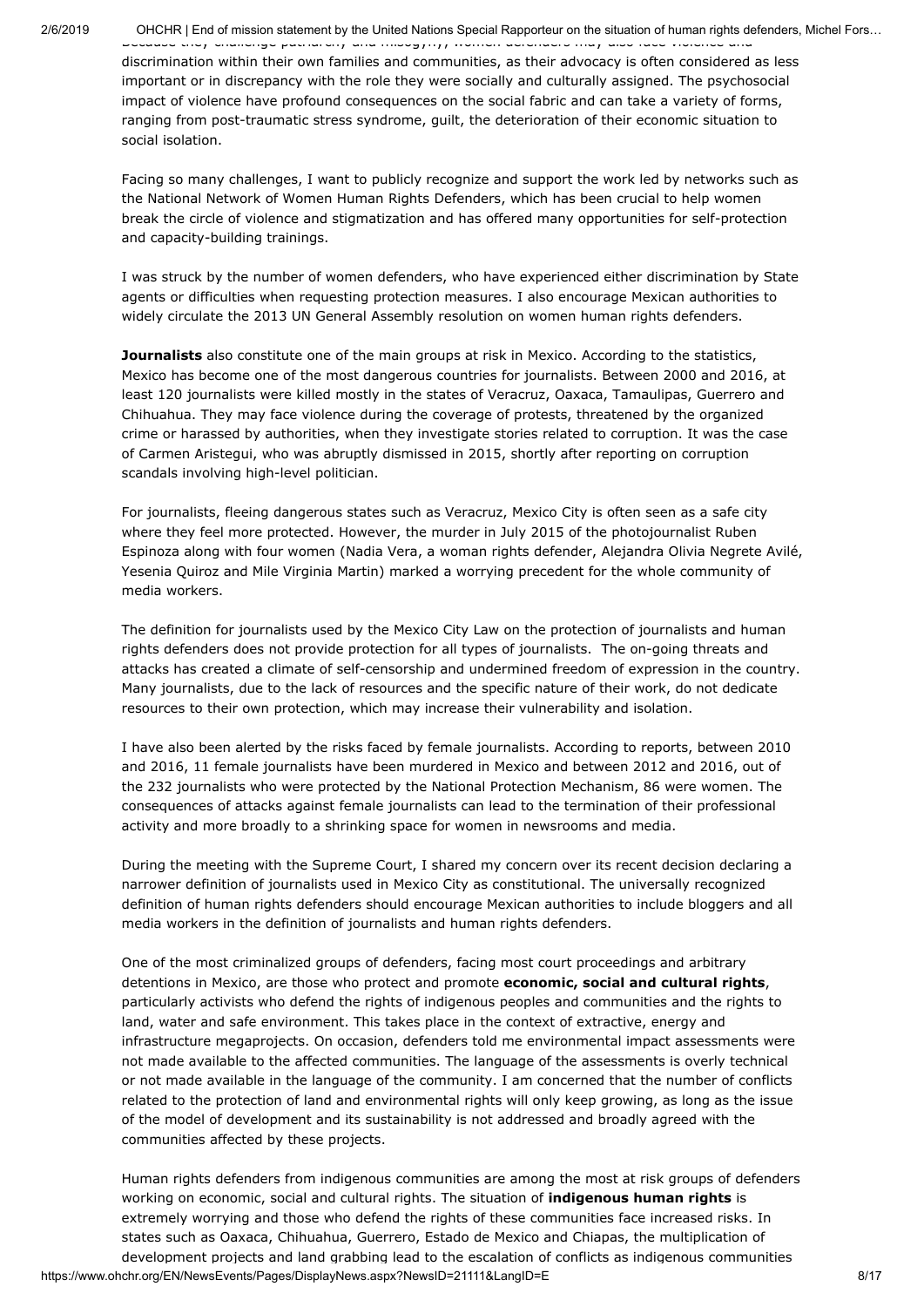Because they challenge patriarchy and misogyny, women defenders may also face violence and discrimination within their own families and communities, as their advocacy is often considered as less important or in discrepancy with the role they were socially and culturally assigned. The psychosocial impact of violence have profound consequences on the social fabric and can take a variety of forms, ranging from post-traumatic stress syndrome, guilt, the deterioration of their economic situation to social isolation.

Facing so many challenges, I want to publicly recognize and support the work led by networks such as the National Network of Women Human Rights Defenders, which has been crucial to help women break the circle of violence and stigmatization and has offered many opportunities for self-protection and capacity-building trainings.

I was struck by the number of women defenders, who have experienced either discrimination by State agents or difficulties when requesting protection measures. I also encourage Mexican authorities to widely circulate the 2013 UN General Assembly resolution on women human rights defenders.

**Journalists** also constitute one of the main groups at risk in Mexico. According to the statistics, Mexico has become one of the most dangerous countries for journalists. Between 2000 and 2016, at least 120 journalists were killed mostly in the states of Veracruz, Oaxaca, Tamaulipas, Guerrero and Chihuahua. They may face violence during the coverage of protests, threatened by the organized crime or harassed by authorities, when they investigate stories related to corruption. It was the case of Carmen Aristegui, who was abruptly dismissed in 2015, shortly after reporting on corruption scandals involving high-level politician.

For journalists, fleeing dangerous states such as Veracruz, Mexico City is often seen as a safe city where they feel more protected. However, the murder in July 2015 of the photojournalist Ruben Espinoza along with four women (Nadia Vera, a woman rights defender, Alejandra Olivia Negrete Avilé, Yesenia Quiroz and Mile Virginia Martin) marked a worrying precedent for the whole community of media workers.

The definition for journalists used by the Mexico City Law on the protection of journalists and human rights defenders does not provide protection for all types of journalists. The on-going threats and attacks has created a climate of self-censorship and undermined freedom of expression in the country. Many journalists, due to the lack of resources and the specific nature of their work, do not dedicate resources to their own protection, which may increase their vulnerability and isolation.

I have also been alerted by the risks faced by female journalists. According to reports, between 2010 and 2016, 11 female journalists have been murdered in Mexico and between 2012 and 2016, out of the 232 journalists who were protected by the National Protection Mechanism, 86 were women. The consequences of attacks against female journalists can lead to the termination of their professional activity and more broadly to a shrinking space for women in newsrooms and media.

During the meeting with the Supreme Court, I shared my concern over its recent decision declaring a narrower definition of journalists used in Mexico City as constitutional. The universally recognized definition of human rights defenders should encourage Mexican authorities to include bloggers and all media workers in the definition of journalists and human rights defenders.

One of the most criminalized groups of defenders, facing most court proceedings and arbitrary detentions in Mexico, are those who protect and promote **economic, social and cultural rights**, particularly activists who defend the rights of indigenous peoples and communities and the rights to land, water and safe environment. This takes place in the context of extractive, energy and infrastructure megaprojects. On occasion, defenders told me environmental impact assessments were not made available to the affected communities. The language of the assessments is overly technical or not made available in the language of the community. I am concerned that the number of conflicts related to the protection of land and environmental rights will only keep growing, as long as the issue of the model of development and its sustainability is not addressed and broadly agreed with the communities affected by these projects.

Human rights defenders from indigenous communities are among the most at risk groups of defenders working on economic, social and cultural rights. The situation of **indigenous human rights** is extremely worrying and those who defend the rights of these communities face increased risks. In states such as Oaxaca, Chihuahua, Guerrero, Estado de Mexico and Chiapas, the multiplication of development projects and land grabbing lead to the escalation of conflicts as indigenous communities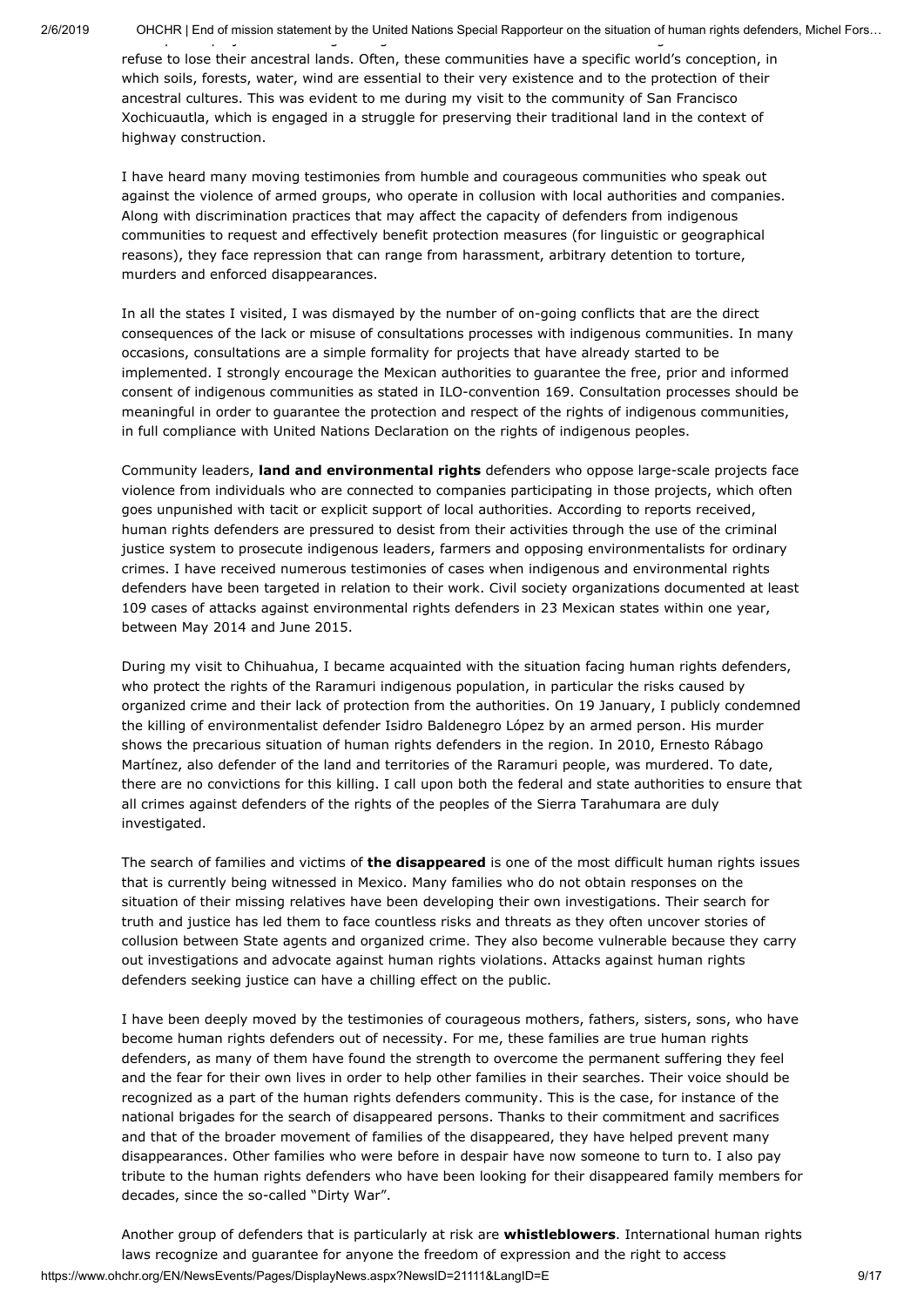refuse to lose their ancestral lands. Often, these communities have a specific world's conception, in which soils, forests, water, wind are essential to their very existence and to the protection of their ancestral cultures. This was evident to me during my visit to the community of San Francisco Xochicuautla, which is engaged in a struggle for preserving their traditional land in the context of highway construction.

I have heard many moving testimonies from humble and courageous communities who speak out against the violence of armed groups, who operate in collusion with local authorities and companies. Along with discrimination practices that may affect the capacity of defenders from indigenous communities to request and effectively benefit protection measures (for linguistic or geographical reasons), they face repression that can range from harassment, arbitrary detention to torture, murders and enforced disappearances.

In all the states I visited, I was dismayed by the number of on-going conflicts that are the direct consequences of the lack or misuse of consultations processes with indigenous communities. In many occasions, consultations are a simple formality for projects that have already started to be implemented. I strongly encourage the Mexican authorities to guarantee the free, prior and informed consent of indigenous communities as stated in ILO-convention 169. Consultation processes should be meaningful in order to guarantee the protection and respect of the rights of indigenous communities, in full compliance with United Nations Declaration on the rights of indigenous peoples.

Community leaders, **land and environmental rights** defenders who oppose large-scale projects face violence from individuals who are connected to companies participating in those projects, which often goes unpunished with tacit or explicit support of local authorities. According to reports received, human rights defenders are pressured to desist from their activities through the use of the criminal justice system to prosecute indigenous leaders, farmers and opposing environmentalists for ordinary crimes. I have received numerous testimonies of cases when indigenous and environmental rights defenders have been targeted in relation to their work. Civil society organizations documented at least 109 cases of attacks against environmental rights defenders in 23 Mexican states within one year, between May 2014 and June 2015.

During my visit to Chihuahua, I became acquainted with the situation facing human rights defenders, who protect the rights of the Raramuri indigenous population, in particular the risks caused by organized crime and their lack of protection from the authorities. On 19 January, I publicly condemned the killing of environmentalist defender Isidro Baldenegro López by an armed person. His murder shows the precarious situation of human rights defenders in the region. In 2010, Ernesto Rábago Martínez, also defender of the land and territories of the Raramuri people, was murdered. To date, there are no convictions for this killing. I call upon both the federal and state authorities to ensure that all crimes against defenders of the rights of the peoples of the Sierra Tarahumara are duly investigated.

The search of families and victims of **the disappeared** is one of the most difficult human rights issues that is currently being witnessed in Mexico. Many families who do not obtain responses on the situation of their missing relatives have been developing their own investigations. Their search for truth and justice has led them to face countless risks and threats as they often uncover stories of collusion between State agents and organized crime. They also become vulnerable because they carry out investigations and advocate against human rights violations. Attacks against human rights defenders seeking justice can have a chilling effect on the public.

I have been deeply moved by the testimonies of courageous mothers, fathers, sisters, sons, who have become human rights defenders out of necessity. For me, these families are true human rights defenders, as many of them have found the strength to overcome the permanent suffering they feel and the fear for their own lives in order to help other families in their searches. Their voice should be recognized as a part of the human rights defenders community. This is the case, for instance of the national brigades for the search of disappeared persons. Thanks to their commitment and sacrifices and that of the broader movement of families of the disappeared, they have helped prevent many disappearances. Other families who were before in despair have now someone to turn to. I also pay tribute to the human rights defenders who have been looking for their disappeared family members for decades, since the so-called "Dirty War".

Another group of defenders that is particularly at risk are **whistleblowers**. International human rights laws recognize and guarantee for anyone the freedom of expression and the right to access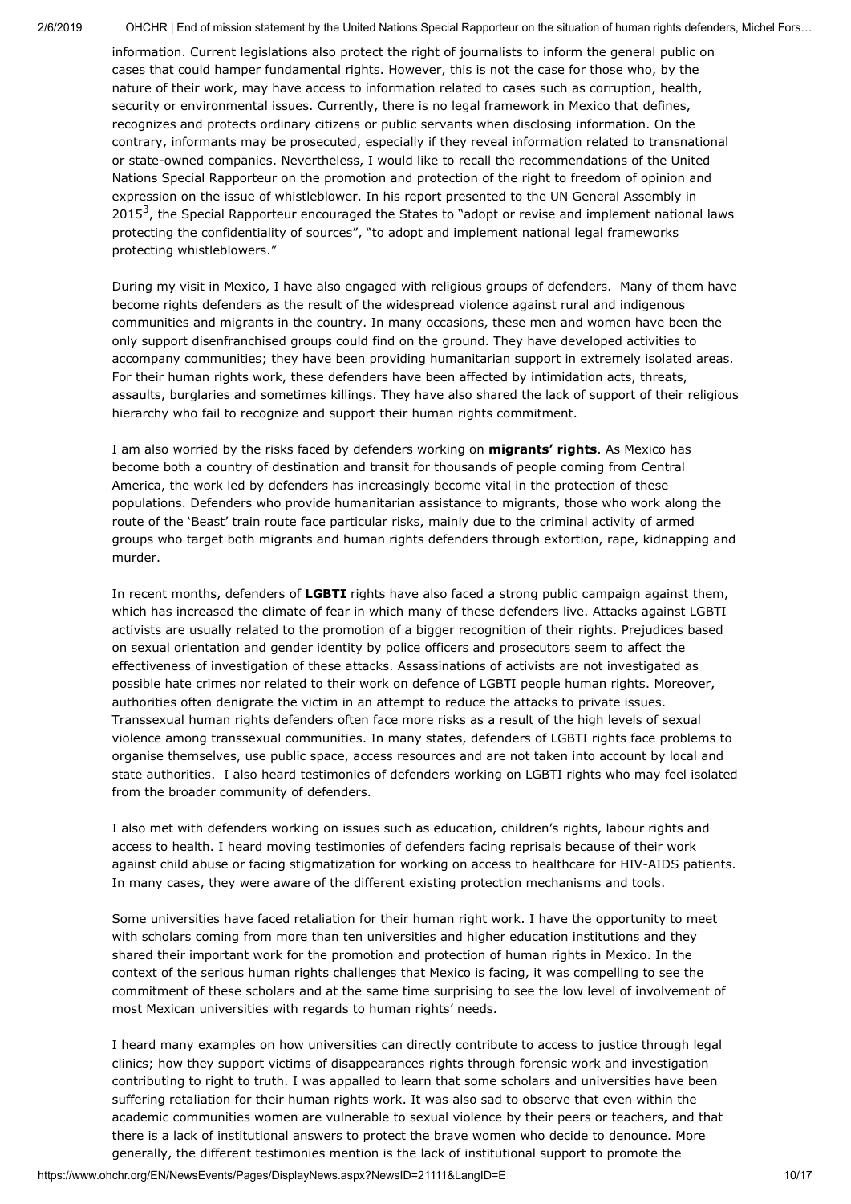information. Current legislations also protect the right of journalists to inform the general public on cases that could hamper fundamental rights. However, this is not the case for those who, by the nature of their work, may have access to information related to cases such as corruption, health, security or environmental issues. Currently, there is no legal framework in Mexico that defines, recognizes and protects ordinary citizens or public servants when disclosing information. On the contrary, informants may be prosecuted, especially if they reveal information related to transnational or state-owned companies. Nevertheless, I would like to recall the recommendations of the United Nations Special Rapporteur on the promotion and protection of the right to freedom of opinion and expression on the issue of whistleblower. In his report presented to the UN General Assembly in 2015[3], the Special Rapporteur encouraged the States to "adopt or revise and implement national laws protecting the confidentiality of sources", "to adopt and implement national legal frameworks protecting whistleblowers."

During my visit in Mexico, I have also engaged with religious groups of defenders. Many of them have become rights defenders as the result of the widespread violence against rural and indigenous communities and migrants in the country. In many occasions, these men and women have been the only support disenfranchised groups could find on the ground. They have developed activities to accompany communities; they have been providing humanitarian support in extremely isolated areas. For their human rights work, these defenders have been affected by intimidation acts, threats, assaults, burglaries and sometimes killings. They have also shared the lack of support of their religious hierarchy who fail to recognize and support their human rights commitment.

I am also worried by the risks faced by defenders working on **migrants' rights**. As Mexico has become both a country of destination and transit for thousands of people coming from Central America, the work led by defenders has increasingly become vital in the protection of these populations. Defenders who provide humanitarian assistance to migrants, those who work along the route of the 'Beast' train route face particular risks, mainly due to the criminal activity of armed groups who target both migrants and human rights defenders through extortion, rape, kidnapping and murder.

In recent months, defenders of **LGBTI** rights have also faced a strong public campaign against them, which has increased the climate of fear in which many of these defenders live. Attacks against LGBTI activists are usually related to the promotion of a bigger recognition of their rights. Prejudices based on sexual orientation and gender identity by police officers and prosecutors seem to affect the effectiveness of investigation of these attacks. Assassinations of activists are not investigated as possible hate crimes nor related to their work on defence of LGBTI people human rights. Moreover, authorities often denigrate the victim in an attempt to reduce the attacks to private issues. Transsexual human rights defenders often face more risks as a result of the high levels of sexual violence among transsexual communities. In many states, defenders of LGBTI rights face problems to organise themselves, use public space, access resources and are not taken into account by local and state authorities. I also heard testimonies of defenders working on LGBTI rights who may feel isolated from the broader community of defenders.

I also met with defenders working on issues such as education, children's rights, labour rights and access to health. I heard moving testimonies of defenders facing reprisals because of their work against child abuse or facing stigmatization for working on access to healthcare for HIV-AIDS patients. In many cases, they were aware of the different existing protection mechanisms and tools.

Some universities have faced retaliation for their human right work. I have the opportunity to meet with scholars coming from more than ten universities and higher education institutions and they shared their important work for the promotion and protection of human rights in Mexico. In the context of the serious human rights challenges that Mexico is facing, it was compelling to see the commitment of these scholars and at the same time surprising to see the low level of involvement of most Mexican universities with regards to human rights' needs.

I heard many examples on how universities can directly contribute to access to justice through legal clinics; how they support victims of disappearances rights through forensic work and investigation contributing to right to truth. I was appalled to learn that some scholars and universities have been suffering retaliation for their human rights work. It was also sad to observe that even within the academic communities women are vulnerable to sexual violence by their peers or teachers, and that there is a lack of institutional answers to protect the brave women who decide to denounce. More generally, the different testimonies mention is the lack of institutional support to promote the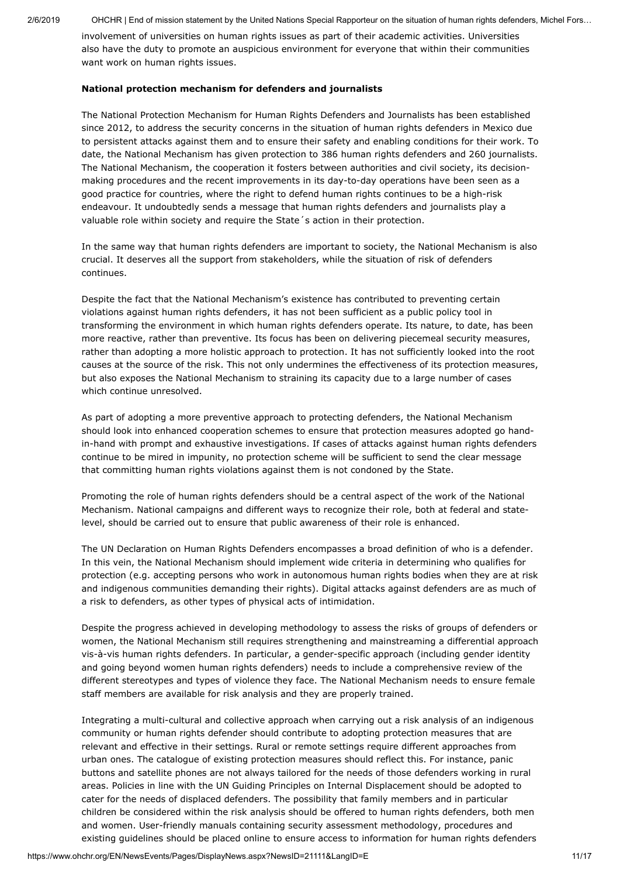involvement of universities on human rights issues as part of their academic activities. Universities also have the duty to promote an auspicious environment for everyone that within their communities want work on human rights issues.

**National protection mechanism for defenders and journalists**

The National Protection Mechanism for Human Rights Defenders and Journalists has been established since 2012, to address the security concerns in the situation of human rights defenders in Mexico due to persistent attacks against them and to ensure their safety and enabling conditions for their work. To date, the National Mechanism has given protection to 386 human rights defenders and 260 journalists. The National Mechanism, the cooperation it fosters between authorities and civil society, its decision-making procedures and the recent improvements in its day-to-day operations have been seen as a good practice for countries, where the right to defend human rights continues to be a high-risk endeavour. It undoubtedly sends a message that human rights defenders and journalists play a valuable role within society and require the State´s action in their protection.

In the same way that human rights defenders are important to society, the National Mechanism is also crucial. It deserves all the support from stakeholders, while the situation of risk of defenders continues.

Despite the fact that the National Mechanism's existence has contributed to preventing certain violations against human rights defenders, it has not been sufficient as a public policy tool in transforming the environment in which human rights defenders operate. Its nature, to date, has been more reactive, rather than preventive. Its focus has been on delivering piecemeal security measures, rather than adopting a more holistic approach to protection. It has not sufficiently looked into the root causes at the source of the risk. This not only undermines the effectiveness of its protection measures, but also exposes the National Mechanism to straining its capacity due to a large number of cases which continue unresolved.

As part of adopting a more preventive approach to protecting defenders, the National Mechanism should look into enhanced cooperation schemes to ensure that protection measures adopted go hand-in-hand with prompt and exhaustive investigations. If cases of attacks against human rights defenders continue to be mired in impunity, no protection scheme will be sufficient to send the clear message that committing human rights violations against them is not condoned by the State.

Promoting the role of human rights defenders should be a central aspect of the work of the National Mechanism. National campaigns and different ways to recognize their role, both at federal and state-level, should be carried out to ensure that public awareness of their role is enhanced.

The UN Declaration on Human Rights Defenders encompasses a broad definition of who is a defender. In this vein, the National Mechanism should implement wide criteria in determining who qualifies for protection (e.g. accepting persons who work in autonomous human rights bodies when they are at risk and indigenous communities demanding their rights). Digital attacks against defenders are as much of a risk to defenders, as other types of physical acts of intimidation.

Despite the progress achieved in developing methodology to assess the risks of groups of defenders or women, the National Mechanism still requires strengthening and mainstreaming a differential approach vis-à-vis human rights defenders. In particular, a gender-specific approach (including gender identity and going beyond women human rights defenders) needs to include a comprehensive review of the different stereotypes and types of violence they face. The National Mechanism needs to ensure female staff members are available for risk analysis and they are properly trained.

Integrating a multi-cultural and collective approach when carrying out a risk analysis of an indigenous community or human rights defender should contribute to adopting protection measures that are relevant and effective in their settings. Rural or remote settings require different approaches from urban ones. The catalogue of existing protection measures should reflect this. For instance, panic buttons and satellite phones are not always tailored for the needs of those defenders working in rural areas. Policies in line with the UN Guiding Principles on Internal Displacement should be adopted to cater for the needs of displaced defenders. The possibility that family members and in particular children be considered within the risk analysis should be offered to human rights defenders, both men and women. User-friendly manuals containing security assessment methodology, procedures and existing guidelines should be placed online to ensure access to information for human rights defenders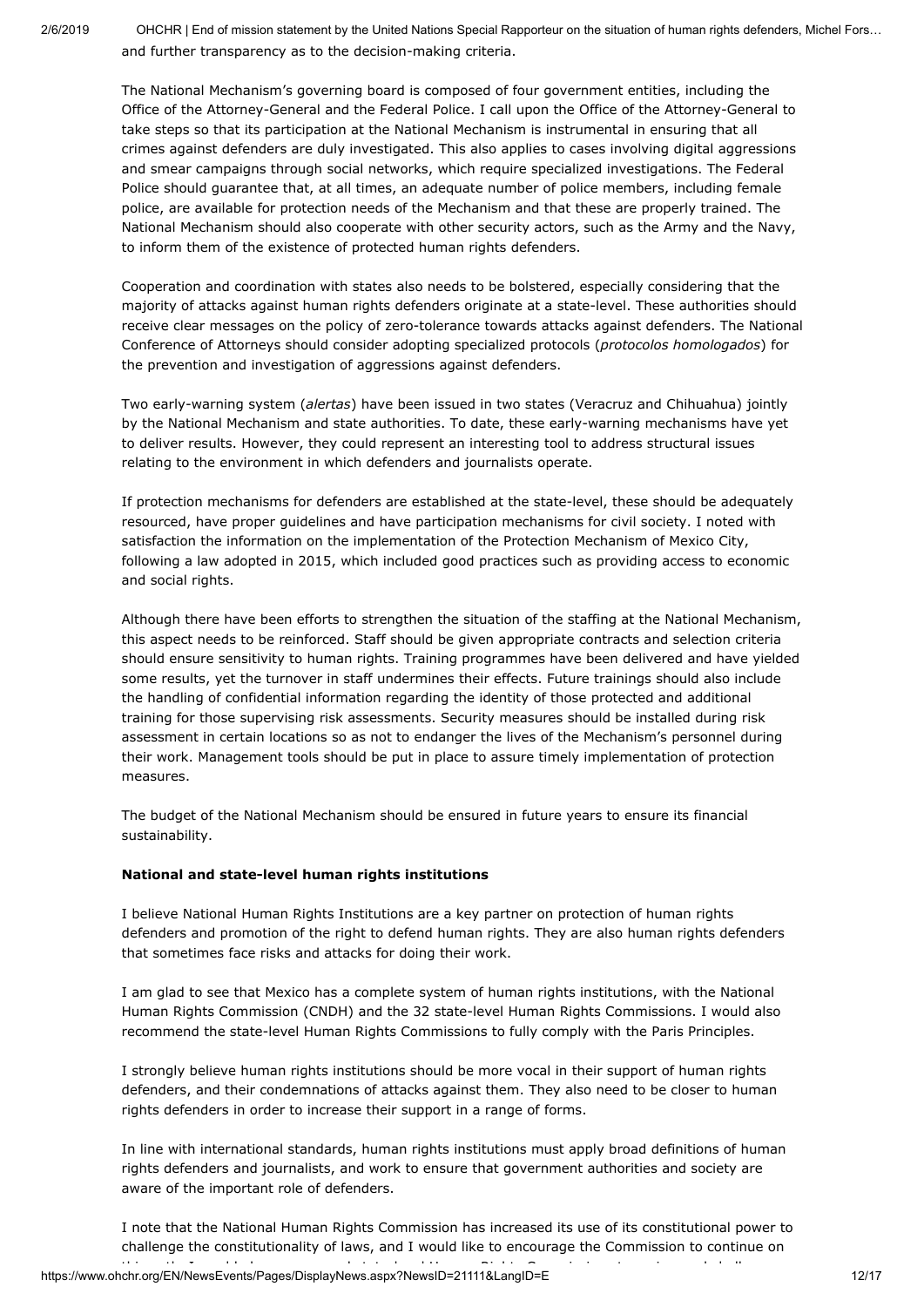and further transparency as to the decision-making criteria.

The National Mechanism's governing board is composed of four government entities, including the Office of the Attorney-General and the Federal Police. I call upon the Office of the Attorney-General to take steps so that its participation at the National Mechanism is instrumental in ensuring that all crimes against defenders are duly investigated. This also applies to cases involving digital aggressions and smear campaigns through social networks, which require specialized investigations. The Federal Police should guarantee that, at all times, an adequate number of police members, including female police, are available for protection needs of the Mechanism and that these are properly trained. The National Mechanism should also cooperate with other security actors, such as the Army and the Navy, to inform them of the existence of protected human rights defenders.

Cooperation and coordination with states also needs to be bolstered, especially considering that the majority of attacks against human rights defenders originate at a state-level. These authorities should receive clear messages on the policy of zero-tolerance towards attacks against defenders. The National Conference of Attorneys should consider adopting specialized protocols (*protocolos homologados*) for the prevention and investigation of aggressions against defenders.

Two early-warning system (*alertas*) have been issued in two states (Veracruz and Chihuahua) jointly by the National Mechanism and state authorities. To date, these early-warning mechanisms have yet to deliver results. However, they could represent an interesting tool to address structural issues relating to the environment in which defenders and journalists operate.

If protection mechanisms for defenders are established at the state-level, these should be adequately resourced, have proper guidelines and have participation mechanisms for civil society. I noted with satisfaction the information on the implementation of the Protection Mechanism of Mexico City, following a law adopted in 2015, which included good practices such as providing access to economic and social rights.

Although there have been efforts to strengthen the situation of the staffing at the National Mechanism, this aspect needs to be reinforced. Staff should be given appropriate contracts and selection criteria should ensure sensitivity to human rights. Training programmes have been delivered and have yielded some results, yet the turnover in staff undermines their effects. Future trainings should also include the handling of confidential information regarding the identity of those protected and additional training for those supervising risk assessments. Security measures should be installed during risk assessment in certain locations so as not to endanger the lives of the Mechanism's personnel during their work. Management tools should be put in place to assure timely implementation of protection measures.

The budget of the National Mechanism should be ensured in future years to ensure its financial sustainability.

**National and state-level human rights institutions**

I believe National Human Rights Institutions are a key partner on protection of human rights defenders and promotion of the right to defend human rights. They are also human rights defenders that sometimes face risks and attacks for doing their work.

I am glad to see that Mexico has a complete system of human rights institutions, with the National Human Rights Commission (CNDH) and the 32 state-level Human Rights Commissions. I would also recommend the state-level Human Rights Commissions to fully comply with the Paris Principles.

I strongly believe human rights institutions should be more vocal in their support of human rights defenders, and their condemnations of attacks against them. They also need to be closer to human rights defenders in order to increase their support in a range of forms.

In line with international standards, human rights institutions must apply broad definitions of human rights defenders and journalists, and work to ensure that government authorities and society are aware of the important role of defenders.

I note that the National Human Rights Commission has increased its use of its constitutional power to challenge the constitutionality of laws, and I would like to encourage the Commission to continue on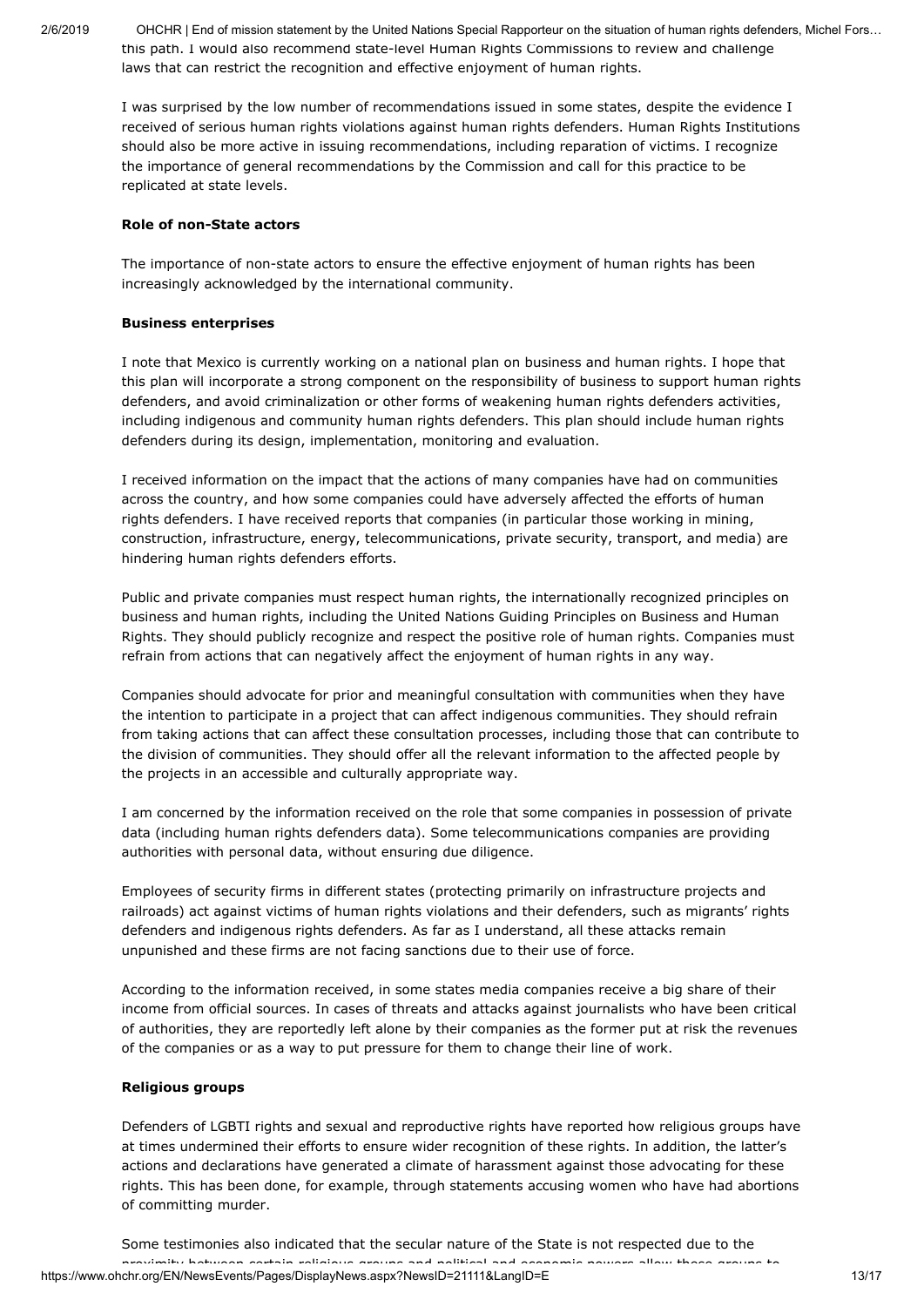this path. I would also recommend state-level Human Rights Commissions to review and challenge laws that can restrict the recognition and effective enjoyment of human rights.

I was surprised by the low number of recommendations issued in some states, despite the evidence I received of serious human rights violations against human rights defenders. Human Rights Institutions should also be more active in issuing recommendations, including reparation of victims. I recognize the importance of general recommendations by the Commission and call for this practice to be replicated at state levels.

**Role of non-State actors**

The importance of non-state actors to ensure the effective enjoyment of human rights has been increasingly acknowledged by the international community.

**Business enterprises**

I note that Mexico is currently working on a national plan on business and human rights. I hope that this plan will incorporate a strong component on the responsibility of business to support human rights defenders, and avoid criminalization or other forms of weakening human rights defenders activities, including indigenous and community human rights defenders. This plan should include human rights defenders during its design, implementation, monitoring and evaluation.

I received information on the impact that the actions of many companies have had on communities across the country, and how some companies could have adversely affected the efforts of human rights defenders. I have received reports that companies (in particular those working in mining, construction, infrastructure, energy, telecommunications, private security, transport, and media) are hindering human rights defenders efforts.

Public and private companies must respect human rights, the internationally recognized principles on business and human rights, including the United Nations Guiding Principles on Business and Human Rights. They should publicly recognize and respect the positive role of human rights. Companies must refrain from actions that can negatively affect the enjoyment of human rights in any way.

Companies should advocate for prior and meaningful consultation with communities when they have the intention to participate in a project that can affect indigenous communities. They should refrain from taking actions that can affect these consultation processes, including those that can contribute to the division of communities. They should offer all the relevant information to the affected people by the projects in an accessible and culturally appropriate way.

I am concerned by the information received on the role that some companies in possession of private data (including human rights defenders data). Some telecommunications companies are providing authorities with personal data, without ensuring due diligence.

Employees of security firms in different states (protecting primarily on infrastructure projects and railroads) act against victims of human rights violations and their defenders, such as migrants' rights defenders and indigenous rights defenders. As far as I understand, all these attacks remain unpunished and these firms are not facing sanctions due to their use of force.

According to the information received, in some states media companies receive a big share of their income from official sources. In cases of threats and attacks against journalists who have been critical of authorities, they are reportedly left alone by their companies as the former put at risk the revenues of the companies or as a way to put pressure for them to change their line of work.

**Religious groups**

Defenders of LGBTI rights and sexual and reproductive rights have reported how religious groups have at times undermined their efforts to ensure wider recognition of these rights. In addition, the latter's actions and declarations have generated a climate of harassment against those advocating for these rights. This has been done, for example, through statements accusing women who have had abortions of committing murder.

Some testimonies also indicated that the secular nature of the State is not respected due to the proximity between certain religious groups and political and economic powers allow these groups to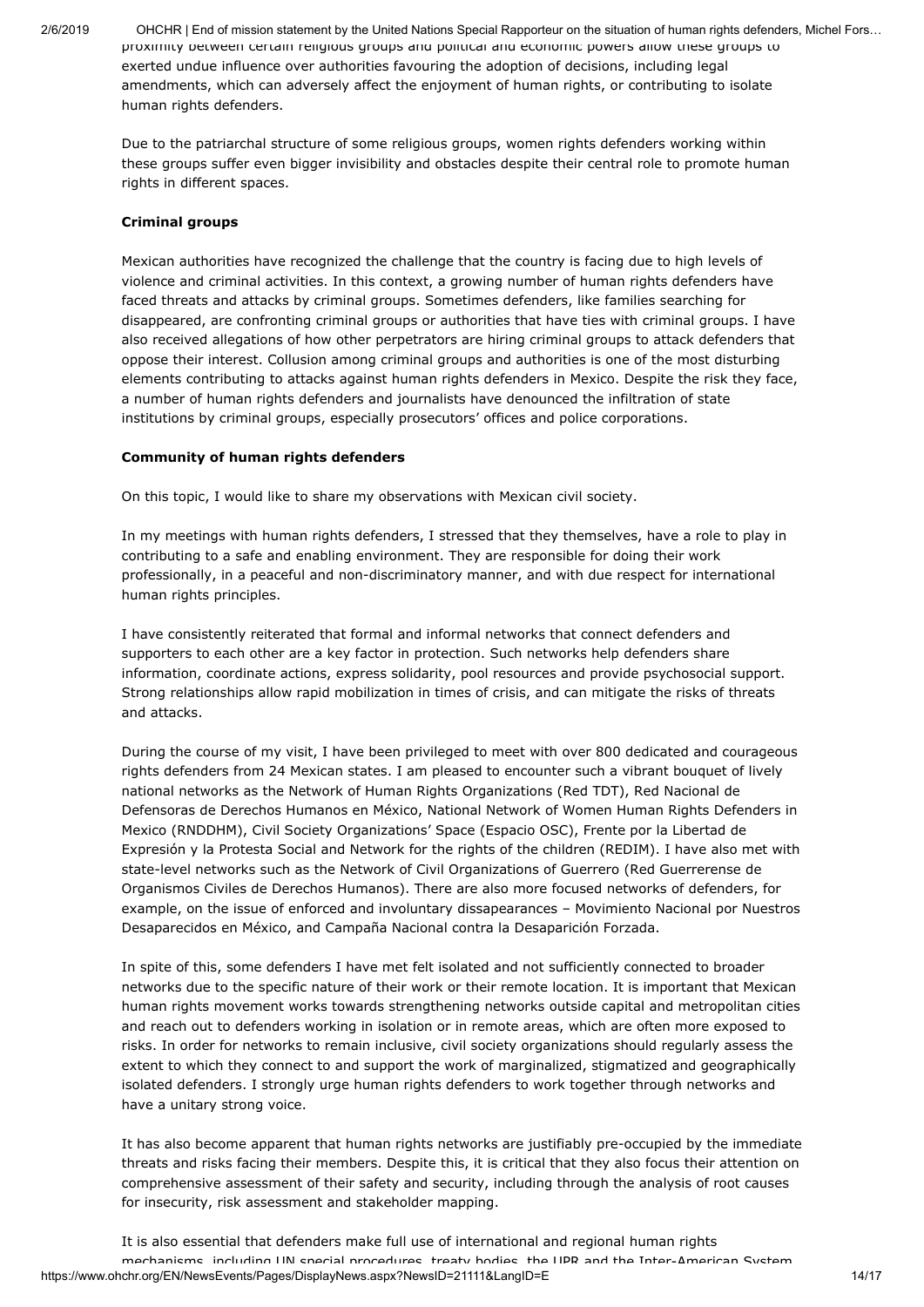proximity between certain religious groups and political and economic powers allow these groups to exerted undue influence over authorities favouring the adoption of decisions, including legal amendments, which can adversely affect the enjoyment of human rights, or contributing to isolate human rights defenders.

Due to the patriarchal structure of some religious groups, women rights defenders working within these groups suffer even bigger invisibility and obstacles despite their central role to promote human rights in different spaces.

**Criminal groups**

Mexican authorities have recognized the challenge that the country is facing due to high levels of violence and criminal activities. In this context, a growing number of human rights defenders have faced threats and attacks by criminal groups. Sometimes defenders, like families searching for disappeared, are confronting criminal groups or authorities that have ties with criminal groups. I have also received allegations of how other perpetrators are hiring criminal groups to attack defenders that oppose their interest. Collusion among criminal groups and authorities is one of the most disturbing elements contributing to attacks against human rights defenders in Mexico. Despite the risk they face, a number of human rights defenders and journalists have denounced the infiltration of state institutions by criminal groups, especially prosecutors' offices and police corporations.

**Community of human rights defenders**

On this topic, I would like to share my observations with Mexican civil society.

In my meetings with human rights defenders, I stressed that they themselves, have a role to play in contributing to a safe and enabling environment. They are responsible for doing their work professionally, in a peaceful and non-discriminatory manner, and with due respect for international human rights principles.

I have consistently reiterated that formal and informal networks that connect defenders and supporters to each other are a key factor in protection. Such networks help defenders share information, coordinate actions, express solidarity, pool resources and provide psychosocial support. Strong relationships allow rapid mobilization in times of crisis, and can mitigate the risks of threats and attacks.

During the course of my visit, I have been privileged to meet with over 800 dedicated and courageous rights defenders from 24 Mexican states. I am pleased to encounter such a vibrant bouquet of lively national networks as the Network of Human Rights Organizations (Red TDT), Red Nacional de Defensoras de Derechos Humanos en México, National Network of Women Human Rights Defenders in Mexico (RNDDHM), Civil Society Organizations' Space (Espacio OSC), Frente por la Libertad de Expresión y la Protesta Social and Network for the rights of the children (REDIM). I have also met with state-level networks such as the Network of Civil Organizations of Guerrero (Red Guerrerense de Organismos Civiles de Derechos Humanos). There are also more focused networks of defenders, for example, on the issue of enforced and involuntary dissapearances – Movimiento Nacional por Nuestros Desaparecidos en México, and Campaña Nacional contra la Desaparición Forzada.

In spite of this, some defenders I have met felt isolated and not sufficiently connected to broader networks due to the specific nature of their work or their remote location. It is important that Mexican human rights movement works towards strengthening networks outside capital and metropolitan cities and reach out to defenders working in isolation or in remote areas, which are often more exposed to risks. In order for networks to remain inclusive, civil society organizations should regularly assess the extent to which they connect to and support the work of marginalized, stigmatized and geographically isolated defenders. I strongly urge human rights defenders to work together through networks and have a unitary strong voice.

It has also become apparent that human rights networks are justifiably pre-occupied by the immediate threats and risks facing their members. Despite this, it is critical that they also focus their attention on comprehensive assessment of their safety and security, including through the analysis of root causes for insecurity, risk assessment and stakeholder mapping.

It is also essential that defenders make full use of international and regional human rights mechanisms, including UN special procedures, treaty bodies, the UPR and the Inter-American System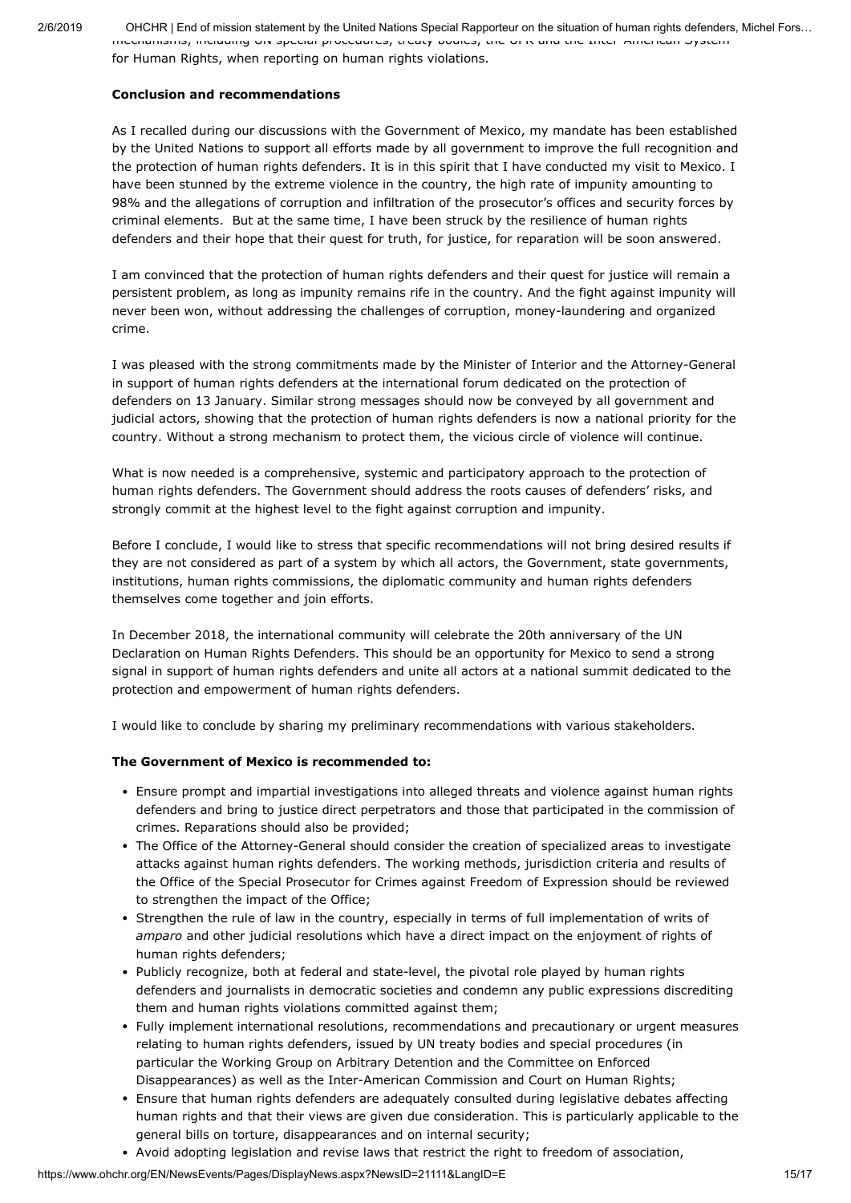mechanisms, including UN special procedures, treaty bodies, the UPR and the Inter-American System for Human Rights, when reporting on human rights violations.

**Conclusion and recommendations**

As I recalled during our discussions with the Government of Mexico, my mandate has been established by the United Nations to support all efforts made by all government to improve the full recognition and the protection of human rights defenders. It is in this spirit that I have conducted my visit to Mexico. I have been stunned by the extreme violence in the country, the high rate of impunity amounting to 98% and the allegations of corruption and infiltration of the prosecutor's offices and security forces by criminal elements. But at the same time, I have been struck by the resilience of human rights defenders and their hope that their quest for truth, for justice, for reparation will be soon answered.

I am convinced that the protection of human rights defenders and their quest for justice will remain a persistent problem, as long as impunity remains rife in the country. And the fight against impunity will never been won, without addressing the challenges of corruption, money-laundering and organized crime.

I was pleased with the strong commitments made by the Minister of Interior and the Attorney-General in support of human rights defenders at the international forum dedicated on the protection of defenders on 13 January. Similar strong messages should now be conveyed by all government and judicial actors, showing that the protection of human rights defenders is now a national priority for the country. Without a strong mechanism to protect them, the vicious circle of violence will continue.

What is now needed is a comprehensive, systemic and participatory approach to the protection of human rights defenders. The Government should address the roots causes of defenders' risks, and strongly commit at the highest level to the fight against corruption and impunity.

Before I conclude, I would like to stress that specific recommendations will not bring desired results if they are not considered as part of a system by which all actors, the Government, state governments, institutions, human rights commissions, the diplomatic community and human rights defenders themselves come together and join efforts.

In December 2018, the international community will celebrate the 20th anniversary of the UN Declaration on Human Rights Defenders. This should be an opportunity for Mexico to send a strong signal in support of human rights defenders and unite all actors at a national summit dedicated to the protection and empowerment of human rights defenders.

I would like to conclude by sharing my preliminary recommendations with various stakeholders.

**The Government of Mexico is recommended to:**

- Ensure prompt and impartial investigations into alleged threats and violence against human rights defenders and bring to justice direct perpetrators and those that participated in the commission of crimes. Reparations should also be provided;
- The Office of the Attorney-General should consider the creation of specialized areas to investigate attacks against human rights defenders. The working methods, jurisdiction criteria and results of the Office of the Special Prosecutor for Crimes against Freedom of Expression should be reviewed to strengthen the impact of the Office;
- Strengthen the rule of law in the country, especially in terms of full implementation of writs of *amparo* and other judicial resolutions which have a direct impact on the enjoyment of rights of human rights defenders;
- Publicly recognize, both at federal and state-level, the pivotal role played by human rights defenders and journalists in democratic societies and condemn any public expressions discrediting them and human rights violations committed against them;
- Fully implement international resolutions, recommendations and precautionary or urgent measures relating to human rights defenders, issued by UN treaty bodies and special procedures (in particular the Working Group on Arbitrary Detention and the Committee on Enforced Disappearances) as well as the Inter-American Commission and Court on Human Rights;
- Ensure that human rights defenders are adequately consulted during legislative debates affecting human rights and that their views are given due consideration. This is particularly applicable to the general bills on torture, disappearances and on internal security;
- Avoid adopting legislation and revise laws that restrict the right to freedom of association,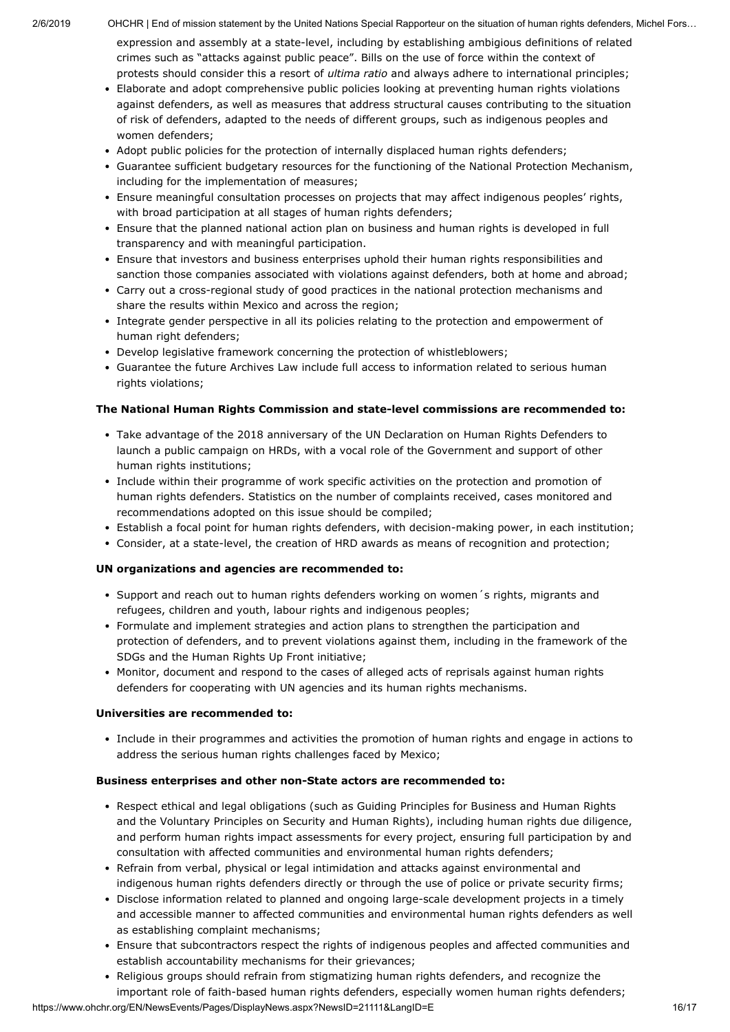expression and assembly at a state-level, including by establishing ambigious definitions of related crimes such as "attacks against public peace". Bills on the use of force within the context of protests should consider this a resort of *ultima ratio* and always adhere to international principles;

- Elaborate and adopt comprehensive public policies looking at preventing human rights violations against defenders, as well as measures that address structural causes contributing to the situation of risk of defenders, adapted to the needs of different groups, such as indigenous peoples and women defenders;
- Adopt public policies for the protection of internally displaced human rights defenders;
- Guarantee sufficient budgetary resources for the functioning of the National Protection Mechanism, including for the implementation of measures;
- Ensure meaningful consultation processes on projects that may affect indigenous peoples' rights, with broad participation at all stages of human rights defenders;
- Ensure that the planned national action plan on business and human rights is developed in full transparency and with meaningful participation.
- Ensure that investors and business enterprises uphold their human rights responsibilities and sanction those companies associated with violations against defenders, both at home and abroad;
- Carry out a cross-regional study of good practices in the national protection mechanisms and share the results within Mexico and across the region;
- Integrate gender perspective in all its policies relating to the protection and empowerment of human right defenders;
- Develop legislative framework concerning the protection of whistleblowers;
- Guarantee the future Archives Law include full access to information related to serious human rights violations;

**The National Human Rights Commission and state-level commissions are recommended to:**

- Take advantage of the 2018 anniversary of the UN Declaration on Human Rights Defenders to launch a public campaign on HRDs, with a vocal role of the Government and support of other human rights institutions;
- Include within their programme of work specific activities on the protection and promotion of human rights defenders. Statistics on the number of complaints received, cases monitored and recommendations adopted on this issue should be compiled;
- Establish a focal point for human rights defenders, with decision-making power, in each institution;
- Consider, at a state-level, the creation of HRD awards as means of recognition and protection;

**UN organizations and agencies are recommended to:**

- Support and reach out to human rights defenders working on women´s rights, migrants and refugees, children and youth, labour rights and indigenous peoples;
- Formulate and implement strategies and action plans to strengthen the participation and protection of defenders, and to prevent violations against them, including in the framework of the SDGs and the Human Rights Up Front initiative;
- Monitor, document and respond to the cases of alleged acts of reprisals against human rights defenders for cooperating with UN agencies and its human rights mechanisms.

**Universities are recommended to:**

- Include in their programmes and activities the promotion of human rights and engage in actions to address the serious human rights challenges faced by Mexico;

**Business enterprises and other non-State actors are recommended to:**

- Respect ethical and legal obligations (such as Guiding Principles for Business and Human Rights and the Voluntary Principles on Security and Human Rights), including human rights due diligence, and perform human rights impact assessments for every project, ensuring full participation by and consultation with affected communities and environmental human rights defenders;
- Refrain from verbal, physical or legal intimidation and attacks against environmental and indigenous human rights defenders directly or through the use of police or private security firms;
- Disclose information related to planned and ongoing large-scale development projects in a timely and accessible manner to affected communities and environmental human rights defenders as well as establishing complaint mechanisms;
- Ensure that subcontractors respect the rights of indigenous peoples and affected communities and establish accountability mechanisms for their grievances;
- Religious groups should refrain from stigmatizing human rights defenders, and recognize the important role of faith-based human rights defenders, especially women human rights defenders;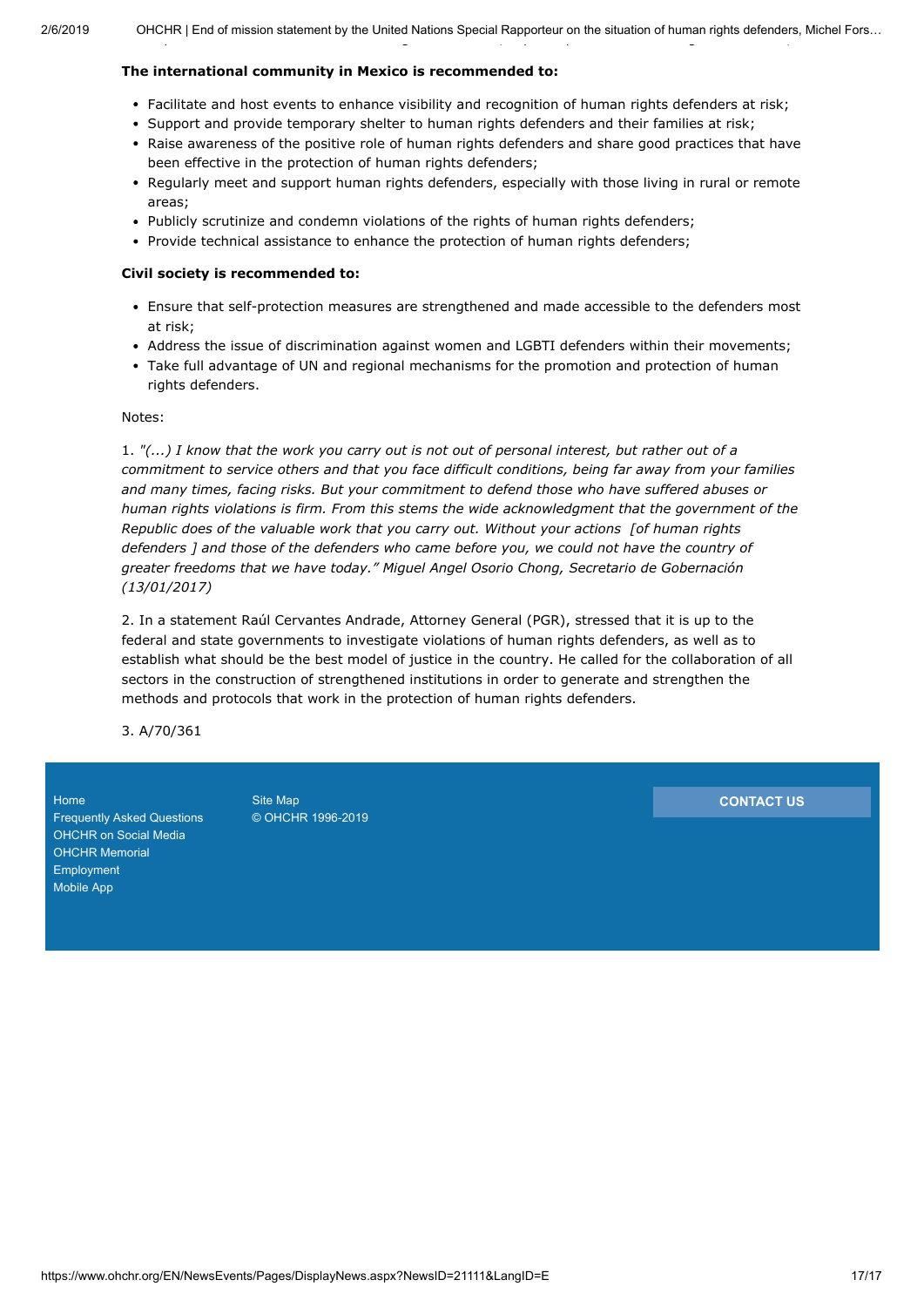**The international community in Mexico is recommended to:**

- Facilitate and host events to enhance visibility and recognition of human rights defenders at risk;
- Support and provide temporary shelter to human rights defenders and their families at risk;
- Raise awareness of the positive role of human rights defenders and share good practices that have been effective in the protection of human rights defenders;
- Regularly meet and support human rights defenders, especially with those living in rural or remote areas;
- Publicly scrutinize and condemn violations of the rights of human rights defenders;
- Provide technical assistance to enhance the protection of human rights defenders;

**Civil society is recommended to:**

- Ensure that self-protection measures are strengthened and made accessible to the defenders most at risk;
- Address the issue of discrimination against women and LGBTI defenders within their movements;
- Take full advantage of UN and regional mechanisms for the promotion and protection of human rights defenders.

Notes:

1. *"(...) I know that the work you carry out is not out of personal interest, but rather out of a commitment to service others and that you face difficult conditions, being far away from your families and many times, facing risks. But your commitment to defend those who have suffered abuses or human rights violations is firm. From this stems the wide acknowledgment that the government of the Republic does of the valuable work that you carry out. Without your actions [of human rights defenders ] and those of the defenders who came before you, we could not have the country of greater freedoms that we have today." Miguel Angel Osorio Chong, Secretario de Gobernación (13/01/2017)*

2. In a statement Raúl Cervantes Andrade, Attorney General (PGR), stressed that it is up to the federal and state governments to investigate violations of human rights defenders, as well as to establish what should be the best model of justice in the country. He called for the collaboration of all sectors in the construction of strengthened institutions in order to generate and strengthen the methods and protocols that work in the protection of human rights defenders.

3. A/70/361

Home
Frequently Asked Questions
OHCHR on Social Media
OHCHR Memorial
Employment
Mobile App

Site Map
© OHCHR 1996-2019

CONTACT US